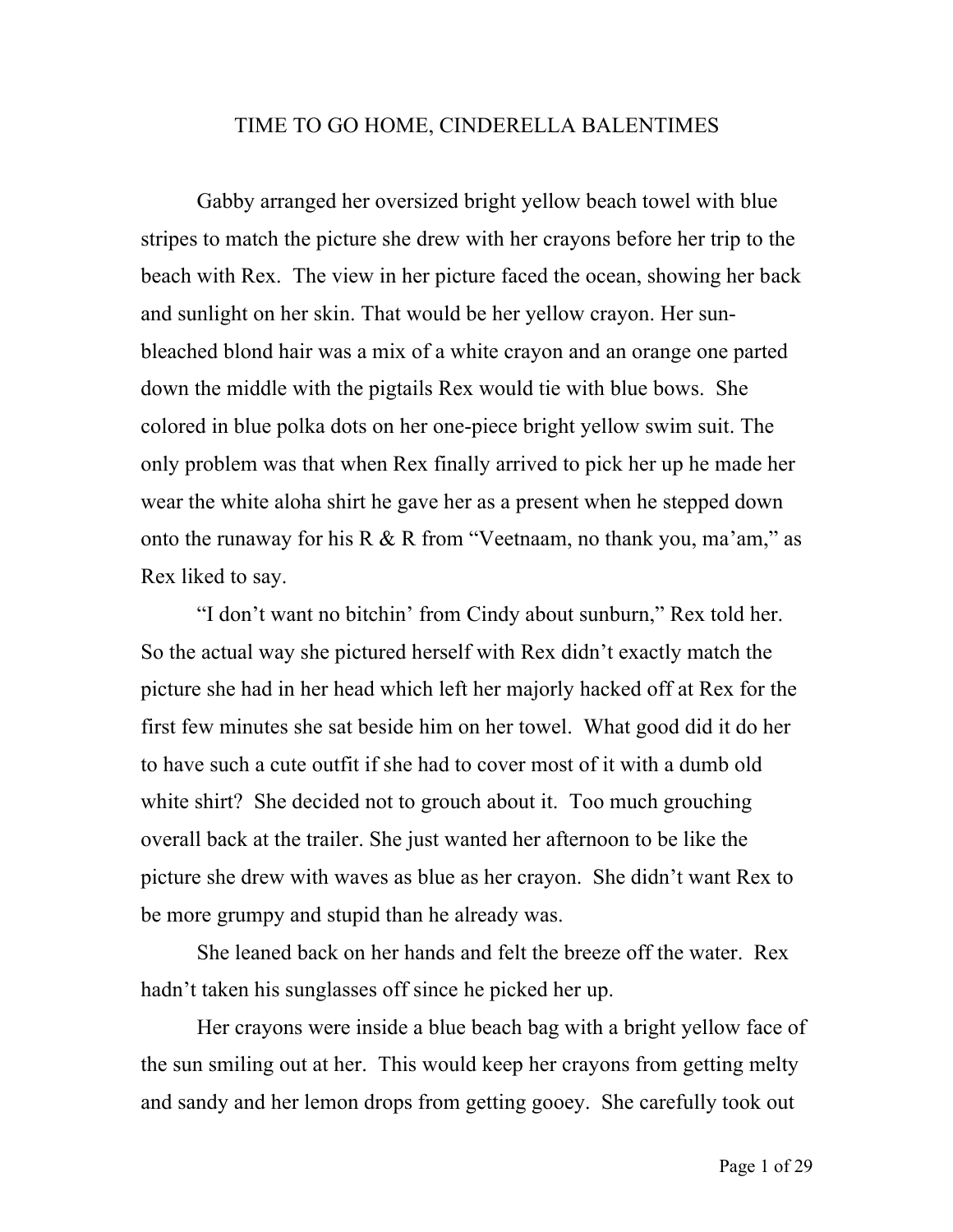# TIME TO GO HOME, CINDERELLA BALENTIMES

Gabby arranged her oversized bright yellow beach towel with blue stripes to match the picture she drew with her crayons before her trip to the beach with Rex. The view in her picture faced the ocean, showing her back and sunlight on her skin. That would be her yellow crayon. Her sun-bleached blond hair was a mix of a white crayon and an orange one parted down the middle with the pigtails Rex would tie with blue bows. She colored in blue polka dots on her one-piece bright yellow swim suit. The only problem was that when Rex finally arrived to pick her up he made her wear the white aloha shirt he gave her as a present when he stepped down onto the runaway for his R & R from "Veetnaam, no thank you, ma'am," as Rex liked to say.

"I don't want no bitchin' from Cindy about sunburn," Rex told her. So the actual way she pictured herself with Rex didn't exactly match the picture she had in her head which left her majorly hacked off at Rex for the first few minutes she sat beside him on her towel. What good did it do her to have such a cute outfit if she had to cover most of it with a dumb old white shirt? She decided not to grouch about it. Too much grouching overall back at the trailer. She just wanted her afternoon to be like the picture she drew with waves as blue as her crayon. She didn't want Rex to be more grumpy and stupid than he already was.

She leaned back on her hands and felt the breeze off the water. Rex hadn't taken his sunglasses off since he picked her up.

Her crayons were inside a blue beach bag with a bright yellow face of the sun smiling out at her. This would keep her crayons from getting melty and sandy and her lemon drops from getting gooey. She carefully took out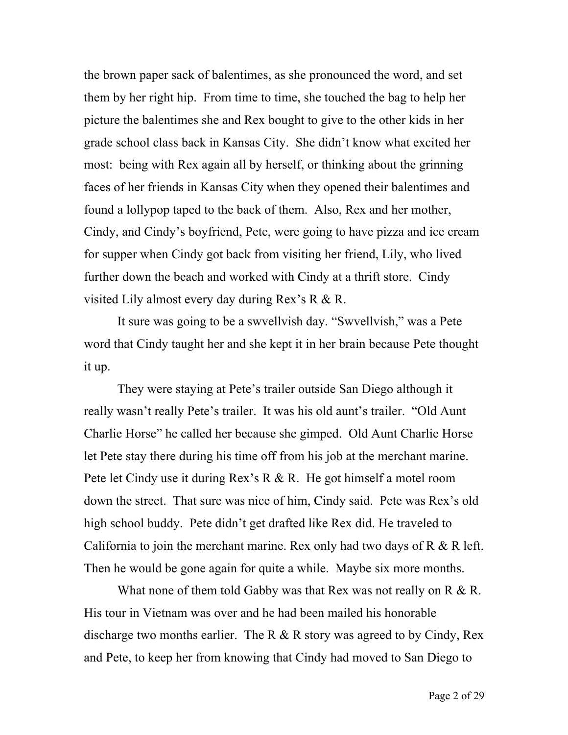the brown paper sack of balentimes, as she pronounced the word, and set them by her right hip. From time to time, she touched the bag to help her picture the balentimes she and Rex bought to give to the other kids in her grade school class back in Kansas City. She didn't know what excited her most: being with Rex again all by herself, or thinking about the grinning faces of her friends in Kansas City when they opened their balentimes and found a lollypop taped to the back of them. Also, Rex and her mother, Cindy, and Cindy's boyfriend, Pete, were going to have pizza and ice cream for supper when Cindy got back from visiting her friend, Lily, who lived further down the beach and worked with Cindy at a thrift store. Cindy visited Lily almost every day during Rex's R & R.

It sure was going to be a swvellvish day. "Swvellvish," was a Pete word that Cindy taught her and she kept it in her brain because Pete thought it up.

They were staying at Pete's trailer outside San Diego although it really wasn't really Pete's trailer. It was his old aunt's trailer. "Old Aunt Charlie Horse" he called her because she gimped. Old Aunt Charlie Horse let Pete stay there during his time off from his job at the merchant marine. Pete let Cindy use it during Rex's R & R. He got himself a motel room down the street. That sure was nice of him, Cindy said. Pete was Rex's old high school buddy. Pete didn't get drafted like Rex did. He traveled to California to join the merchant marine. Rex only had two days of R & R left. Then he would be gone again for quite a while. Maybe six more months.

What none of them told Gabby was that Rex was not really on R & R. His tour in Vietnam was over and he had been mailed his honorable discharge two months earlier. The R & R story was agreed to by Cindy, Rex and Pete, to keep her from knowing that Cindy had moved to San Diego to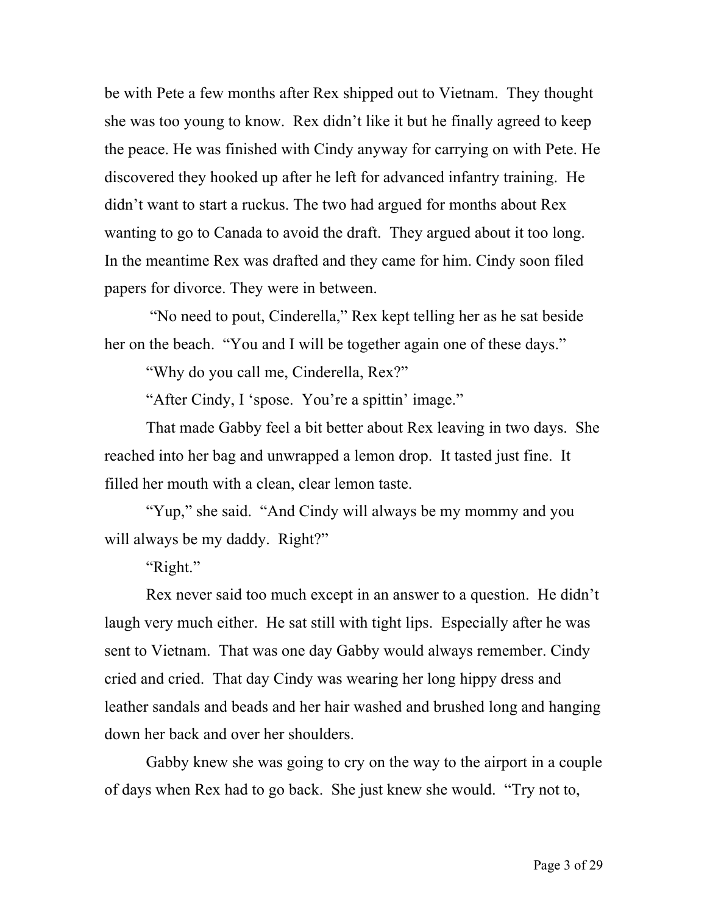be with Pete a few months after Rex shipped out to Vietnam. They thought she was too young to know. Rex didn't like it but he finally agreed to keep the peace. He was finished with Cindy anyway for carrying on with Pete. He discovered they hooked up after he left for advanced infantry training. He didn't want to start a ruckus. The two had argued for months about Rex wanting to go to Canada to avoid the draft. They argued about it too long. In the meantime Rex was drafted and they came for him. Cindy soon filed papers for divorce. They were in between.

"No need to pout, Cinderella," Rex kept telling her as he sat beside her on the beach. "You and I will be together again one of these days."

"Why do you call me, Cinderella, Rex?"

"After Cindy, I 'spose. You're a spittin' image."

That made Gabby feel a bit better about Rex leaving in two days. She reached into her bag and unwrapped a lemon drop. It tasted just fine. It filled her mouth with a clean, clear lemon taste.

"Yup," she said. "And Cindy will always be my mommy and you will always be my daddy. Right?"

"Right."

Rex never said too much except in an answer to a question. He didn't laugh very much either. He sat still with tight lips. Especially after he was sent to Vietnam. That was one day Gabby would always remember. Cindy cried and cried. That day Cindy was wearing her long hippy dress and leather sandals and beads and her hair washed and brushed long and hanging down her back and over her shoulders.

Gabby knew she was going to cry on the way to the airport in a couple of days when Rex had to go back. She just knew she would. "Try not to,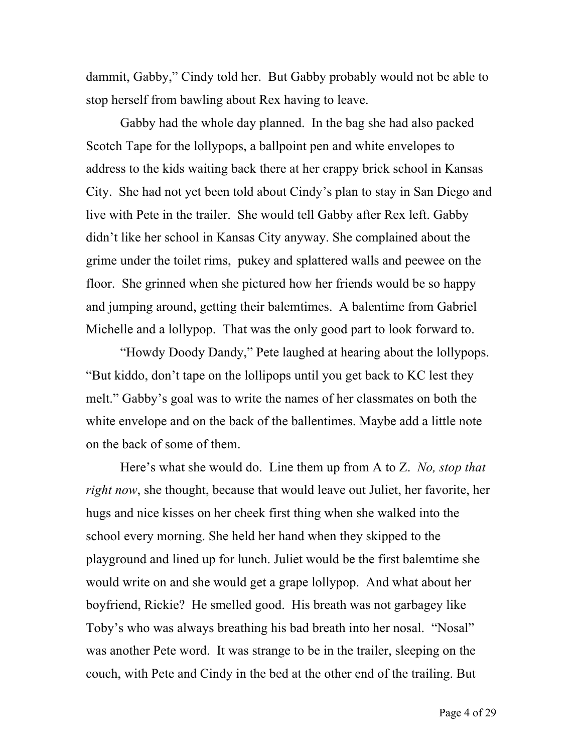dammit, Gabby," Cindy told her. But Gabby probably would not be able to stop herself from bawling about Rex having to leave.

Gabby had the whole day planned. In the bag she had also packed Scotch Tape for the lollypops, a ballpoint pen and white envelopes to address to the kids waiting back there at her crappy brick school in Kansas City. She had not yet been told about Cindy's plan to stay in San Diego and live with Pete in the trailer. She would tell Gabby after Rex left. Gabby didn't like her school in Kansas City anyway. She complained about the grime under the toilet rims, pukey and splattered walls and peewee on the floor. She grinned when she pictured how her friends would be so happy and jumping around, getting their balemtimes. A balentime from Gabriel Michelle and a lollypop. That was the only good part to look forward to.

"Howdy Doody Dandy," Pete laughed at hearing about the lollypops. "But kiddo, don't tape on the lollipops until you get back to KC lest they melt." Gabby's goal was to write the names of her classmates on both the white envelope and on the back of the ballentimes. Maybe add a little note on the back of some of them.

Here's what she would do. Line them up from A to Z. *No, stop that right now*, she thought, because that would leave out Juliet, her favorite, her hugs and nice kisses on her cheek first thing when she walked into the school every morning. She held her hand when they skipped to the playground and lined up for lunch. Juliet would be the first balemtime she would write on and she would get a grape lollypop. And what about her boyfriend, Rickie? He smelled good. His breath was not garbagey like Toby's who was always breathing his bad breath into her nosal. "Nosal" was another Pete word. It was strange to be in the trailer, sleeping on the couch, with Pete and Cindy in the bed at the other end of the trailing. But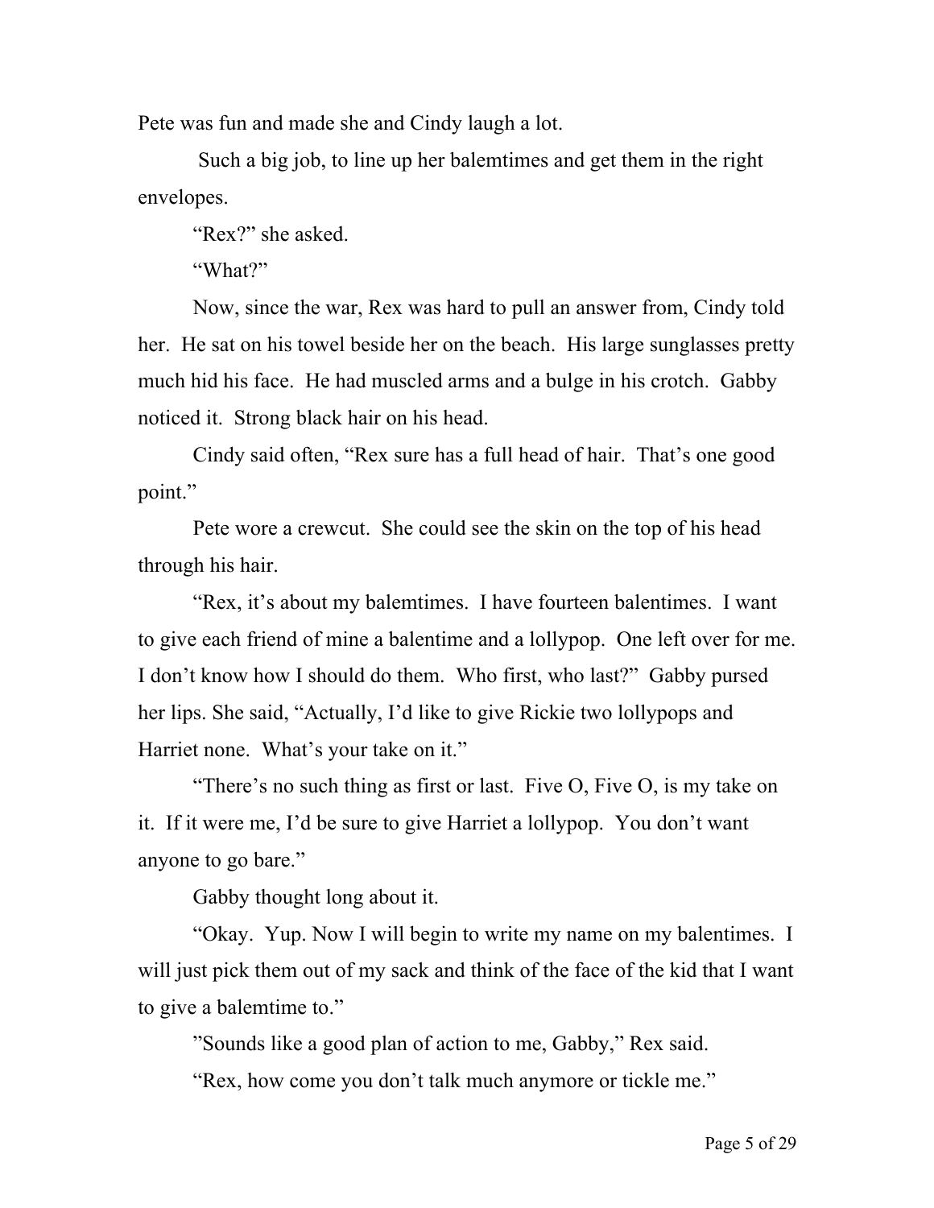Pete was fun and made she and Cindy laugh a lot.

Such a big job, to line up her balemtimes and get them in the right envelopes.

“Rex?” she asked.

“What?”

Now, since the war, Rex was hard to pull an answer from, Cindy told her. He sat on his towel beside her on the beach. His large sunglasses pretty much hid his face. He had muscled arms and a bulge in his crotch. Gabby noticed it. Strong black hair on his head.

Cindy said often, “Rex sure has a full head of hair. That’s one good point.”

Pete wore a crewcut. She could see the skin on the top of his head through his hair.

“Rex, it’s about my balemtimes. I have fourteen balentimes. I want to give each friend of mine a balentime and a lollypop. One left over for me. I don’t know how I should do them. Who first, who last?” Gabby pursed her lips. She said, “Actually, I’d like to give Rickie two lollypops and Harriet none. What’s your take on it.”

“There’s no such thing as first or last. Five O, Five O, is my take on it. If it were me, I’d be sure to give Harriet a lollypop. You don’t want anyone to go bare.”

Gabby thought long about it.

“Okay. Yup. Now I will begin to write my name on my balentimes. I will just pick them out of my sack and think of the face of the kid that I want to give a balemtime to.”

”Sounds like a good plan of action to me, Gabby,” Rex said.

“Rex, how come you don’t talk much anymore or tickle me.”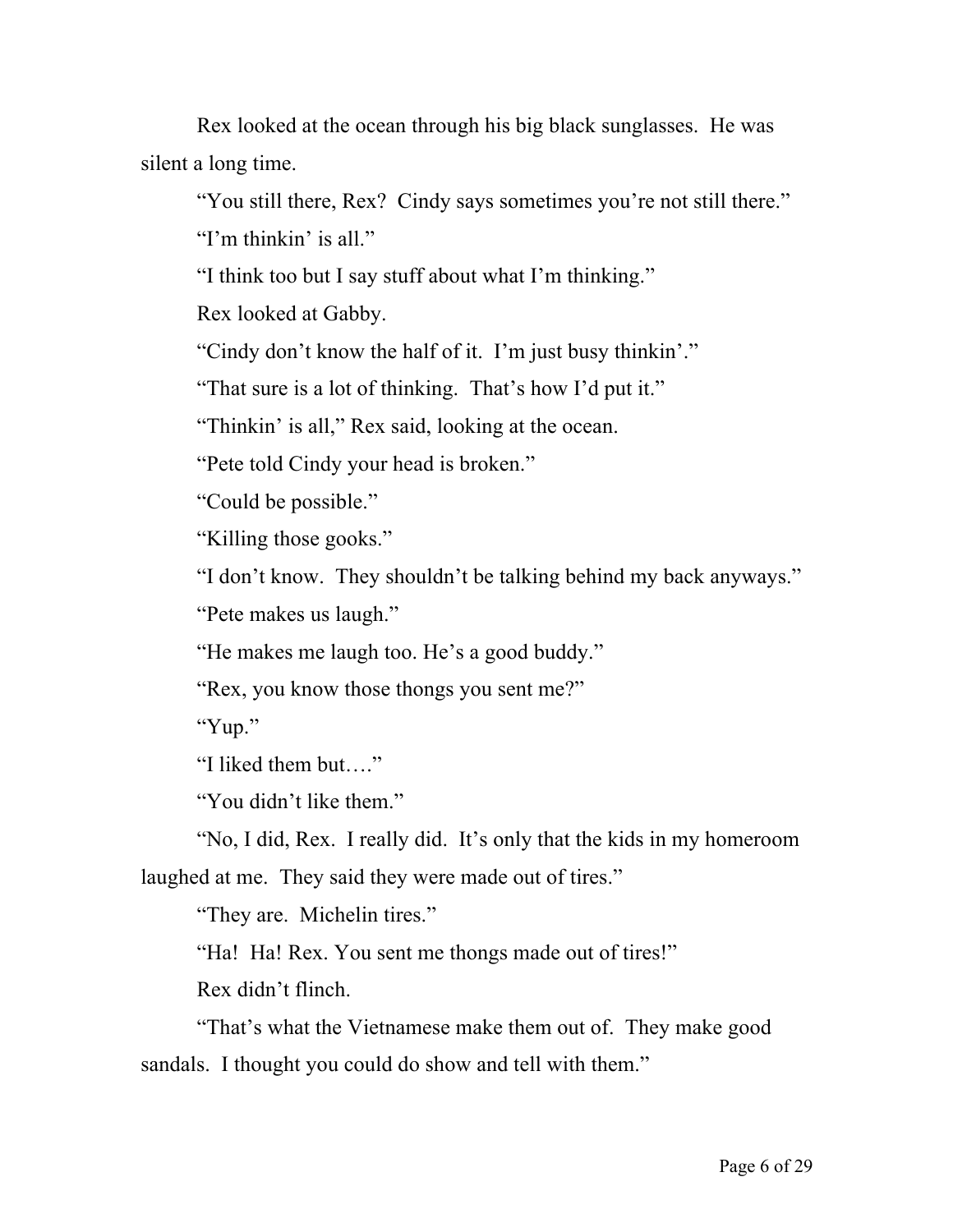Rex looked at the ocean through his big black sunglasses. He was silent a long time.

"You still there, Rex? Cindy says sometimes you're not still there."

"I'm thinkin' is all."

"I think too but I say stuff about what I'm thinking."

Rex looked at Gabby.

"Cindy don't know the half of it. I'm just busy thinkin'."

"That sure is a lot of thinking. That's how I'd put it."

"Thinkin' is all," Rex said, looking at the ocean.

"Pete told Cindy your head is broken."

"Could be possible."

"Killing those gooks."

"I don't know. They shouldn't be talking behind my back anyways."

"Pete makes us laugh."

"He makes me laugh too. He's a good buddy."

"Rex, you know those thongs you sent me?"

"Yup."

"I liked them but…."

"You didn't like them."

"No, I did, Rex. I really did. It's only that the kids in my homeroom laughed at me. They said they were made out of tires."

"They are. Michelin tires."

"Ha! Ha! Rex. You sent me thongs made out of tires!"

Rex didn't flinch.

"That's what the Vietnamese make them out of. They make good sandals. I thought you could do show and tell with them."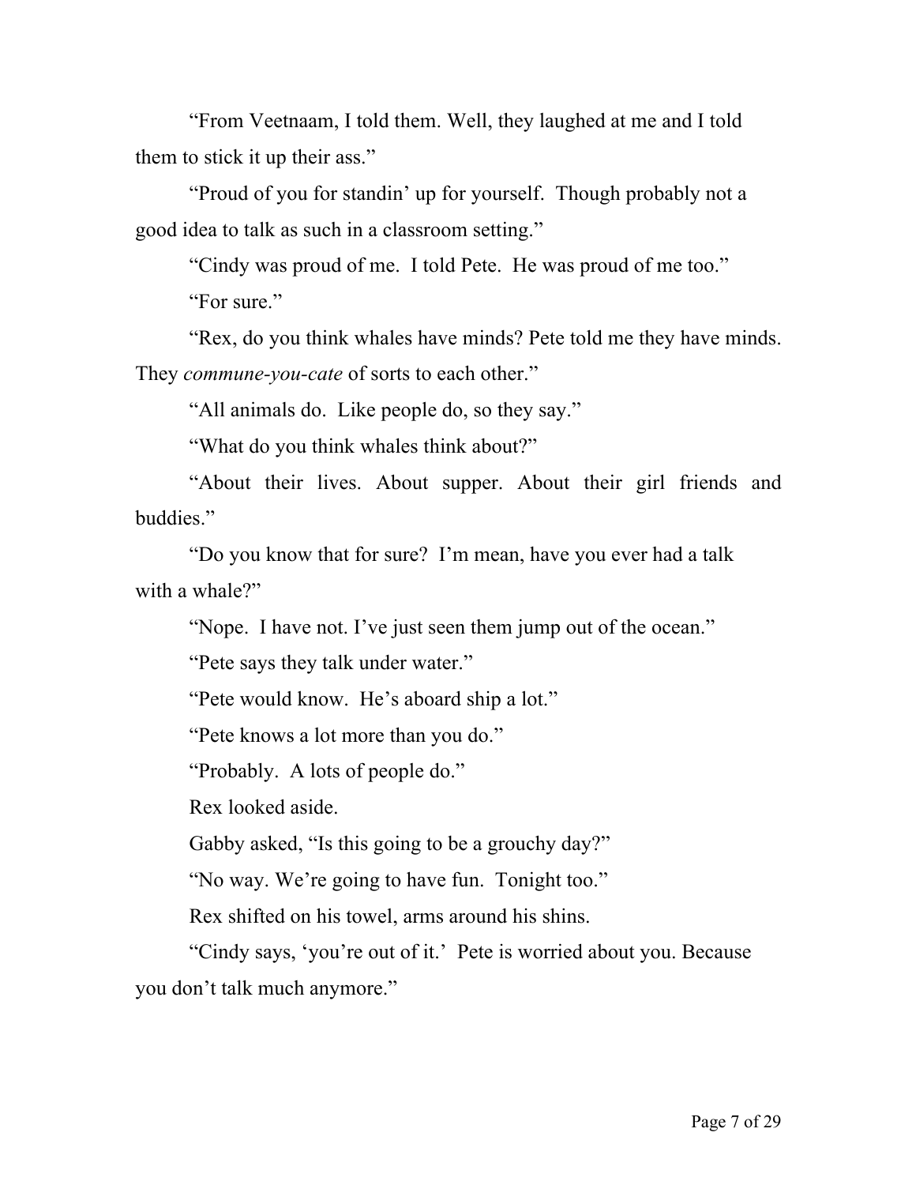"From Veetnaam, I told them. Well, they laughed at me and I told them to stick it up their ass."

"Proud of you for standin' up for yourself. Though probably not a good idea to talk as such in a classroom setting."

"Cindy was proud of me. I told Pete. He was proud of me too."

"For sure."

"Rex, do you think whales have minds? Pete told me they have minds. They *commune-you-cate* of sorts to each other."

"All animals do. Like people do, so they say."

"What do you think whales think about?"

"About their lives. About supper. About their girl friends and buddies."

"Do you know that for sure? I'm mean, have you ever had a talk with a whale?"

"Nope. I have not. I've just seen them jump out of the ocean."

"Pete says they talk under water."

"Pete would know. He's aboard ship a lot."

"Pete knows a lot more than you do."

"Probably. A lots of people do."

Rex looked aside.

Gabby asked, "Is this going to be a grouchy day?"

"No way. We're going to have fun. Tonight too."

Rex shifted on his towel, arms around his shins.

"Cindy says, 'you're out of it.' Pete is worried about you. Because you don't talk much anymore."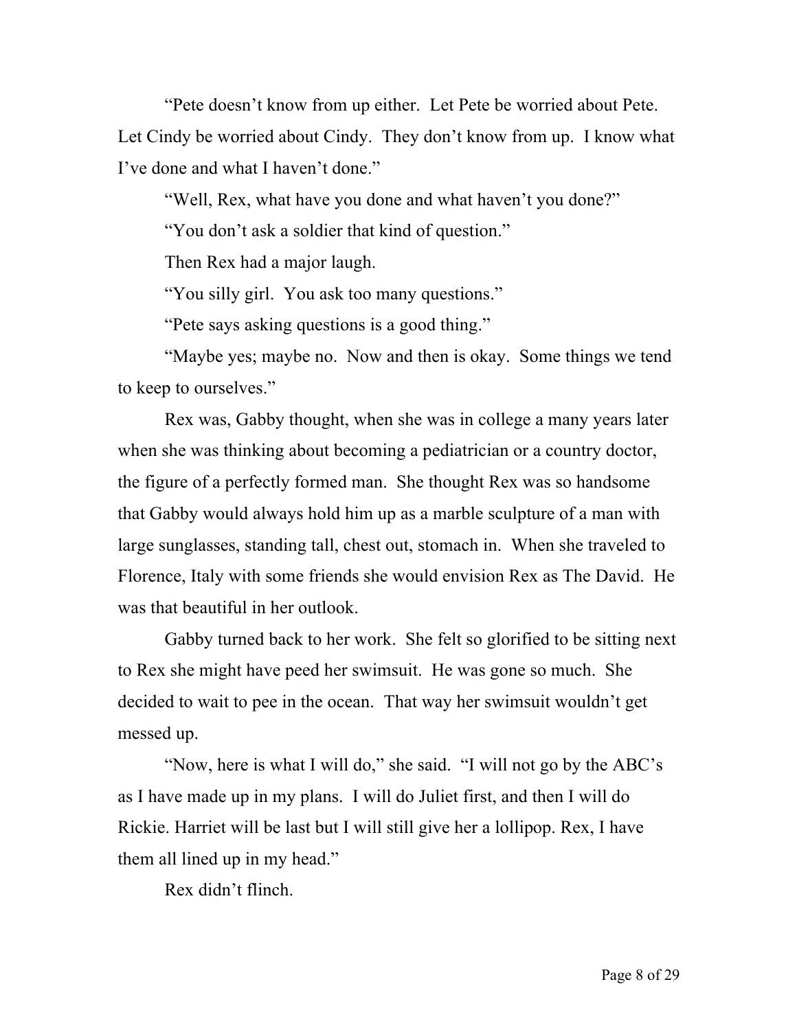"Pete doesn't know from up either. Let Pete be worried about Pete. Let Cindy be worried about Cindy. They don't know from up. I know what I've done and what I haven't done."

"Well, Rex, what have you done and what haven't you done?"

"You don't ask a soldier that kind of question."

Then Rex had a major laugh.

"You silly girl. You ask too many questions."

"Pete says asking questions is a good thing."

"Maybe yes; maybe no. Now and then is okay. Some things we tend to keep to ourselves."

Rex was, Gabby thought, when she was in college a many years later when she was thinking about becoming a pediatrician or a country doctor, the figure of a perfectly formed man. She thought Rex was so handsome that Gabby would always hold him up as a marble sculpture of a man with large sunglasses, standing tall, chest out, stomach in. When she traveled to Florence, Italy with some friends she would envision Rex as The David. He was that beautiful in her outlook.

Gabby turned back to her work. She felt so glorified to be sitting next to Rex she might have peed her swimsuit. He was gone so much. She decided to wait to pee in the ocean. That way her swimsuit wouldn't get messed up.

"Now, here is what I will do," she said. "I will not go by the ABC's as I have made up in my plans. I will do Juliet first, and then I will do Rickie. Harriet will be last but I will still give her a lollipop. Rex, I have them all lined up in my head."

Rex didn't flinch.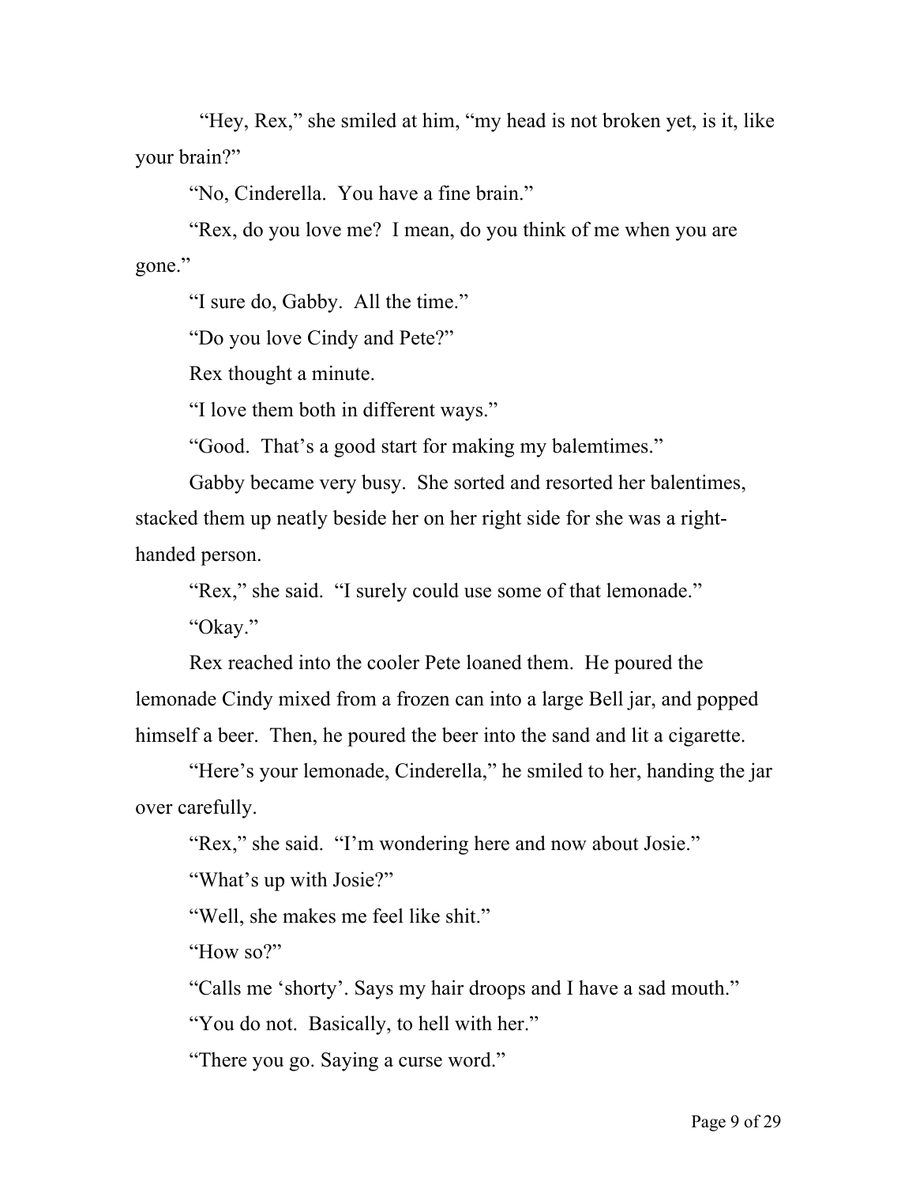"Hey, Rex," she smiled at him, "my head is not broken yet, is it, like your brain?"

"No, Cinderella. You have a fine brain."

"Rex, do you love me? I mean, do you think of me when you are gone."

"I sure do, Gabby. All the time."

"Do you love Cindy and Pete?"

Rex thought a minute.

"I love them both in different ways."

"Good. That's a good start for making my balemtimes."

Gabby became very busy. She sorted and resorted her balentimes, stacked them up neatly beside her on her right side for she was a right-handed person.

"Rex," she said. "I surely could use some of that lemonade."

"Okay."

Rex reached into the cooler Pete loaned them. He poured the lemonade Cindy mixed from a frozen can into a large Bell jar, and popped himself a beer. Then, he poured the beer into the sand and lit a cigarette.

"Here's your lemonade, Cinderella," he smiled to her, handing the jar over carefully.

"Rex," she said. "I'm wondering here and now about Josie."

"What's up with Josie?"

"Well, she makes me feel like shit."

"How so?"

"Calls me 'shorty'. Says my hair droops and I have a sad mouth."

"You do not. Basically, to hell with her."

"There you go. Saying a curse word."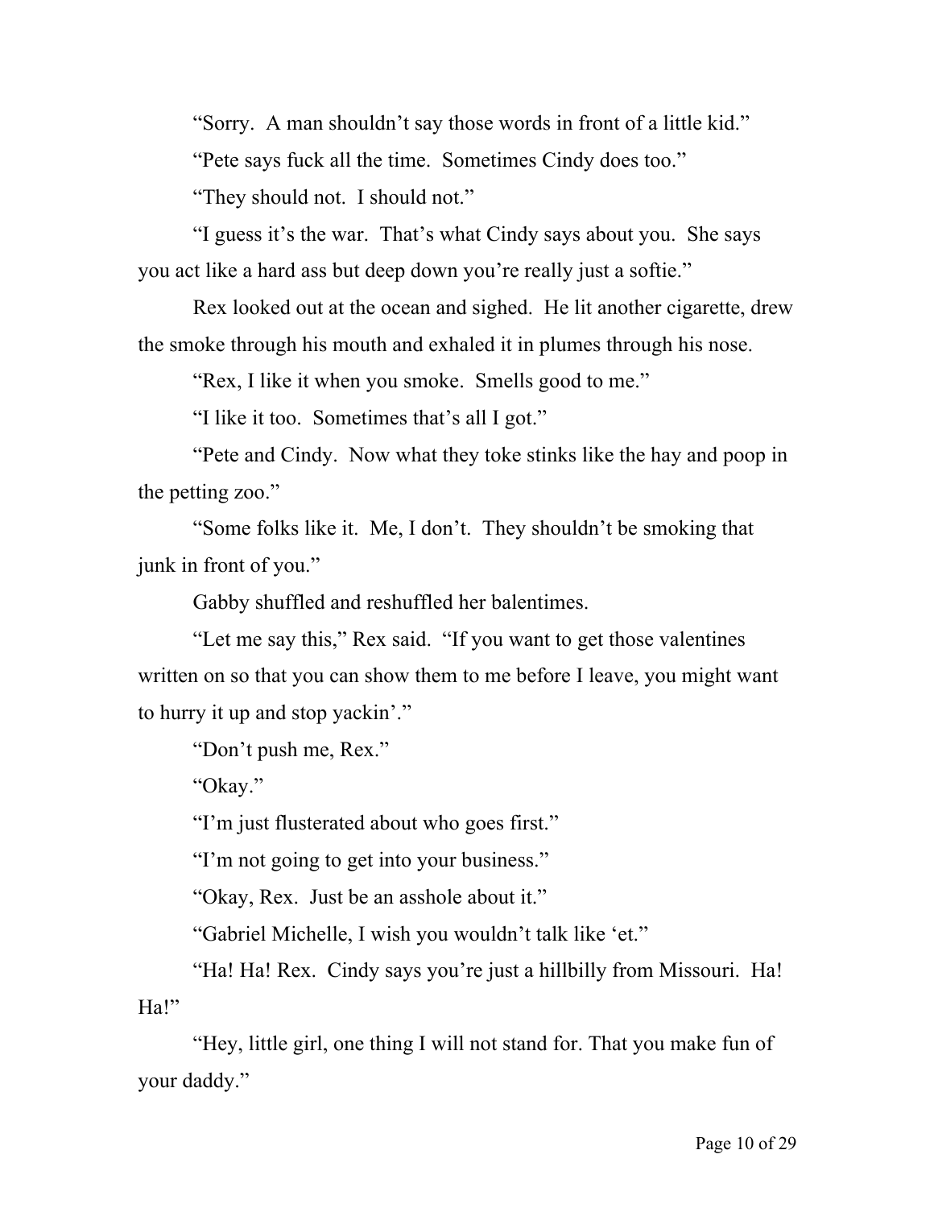"Sorry.  A man shouldn't say those words in front of a little kid."

"Pete says fuck all the time.  Sometimes Cindy does too."

"They should not.  I should not."

"I guess it's the war.  That's what Cindy says about you.  She says you act like a hard ass but deep down you're really just a softie."

Rex looked out at the ocean and sighed.  He lit another cigarette, drew the smoke through his mouth and exhaled it in plumes through his nose.

"Rex, I like it when you smoke.  Smells good to me."

"I like it too.  Sometimes that's all I got."

"Pete and Cindy.  Now what they toke stinks like the hay and poop in the petting zoo."

"Some folks like it.  Me, I don't.  They shouldn't be smoking that junk in front of you."

Gabby shuffled and reshuffled her balentimes.

"Let me say this," Rex said.  "If you want to get those valentines written on so that you can show them to me before I leave, you might want to hurry it up and stop yackin'."

"Don't push me, Rex."

"Okay."

"I'm just flusterated about who goes first."

"I'm not going to get into your business."

"Okay, Rex.  Just be an asshole about it."

"Gabriel Michelle, I wish you wouldn't talk like 'et."

"Ha! Ha! Rex.  Cindy says you're just a hillbilly from Missouri.  Ha! Ha!"

"Hey, little girl, one thing I will not stand for. That you make fun of your daddy."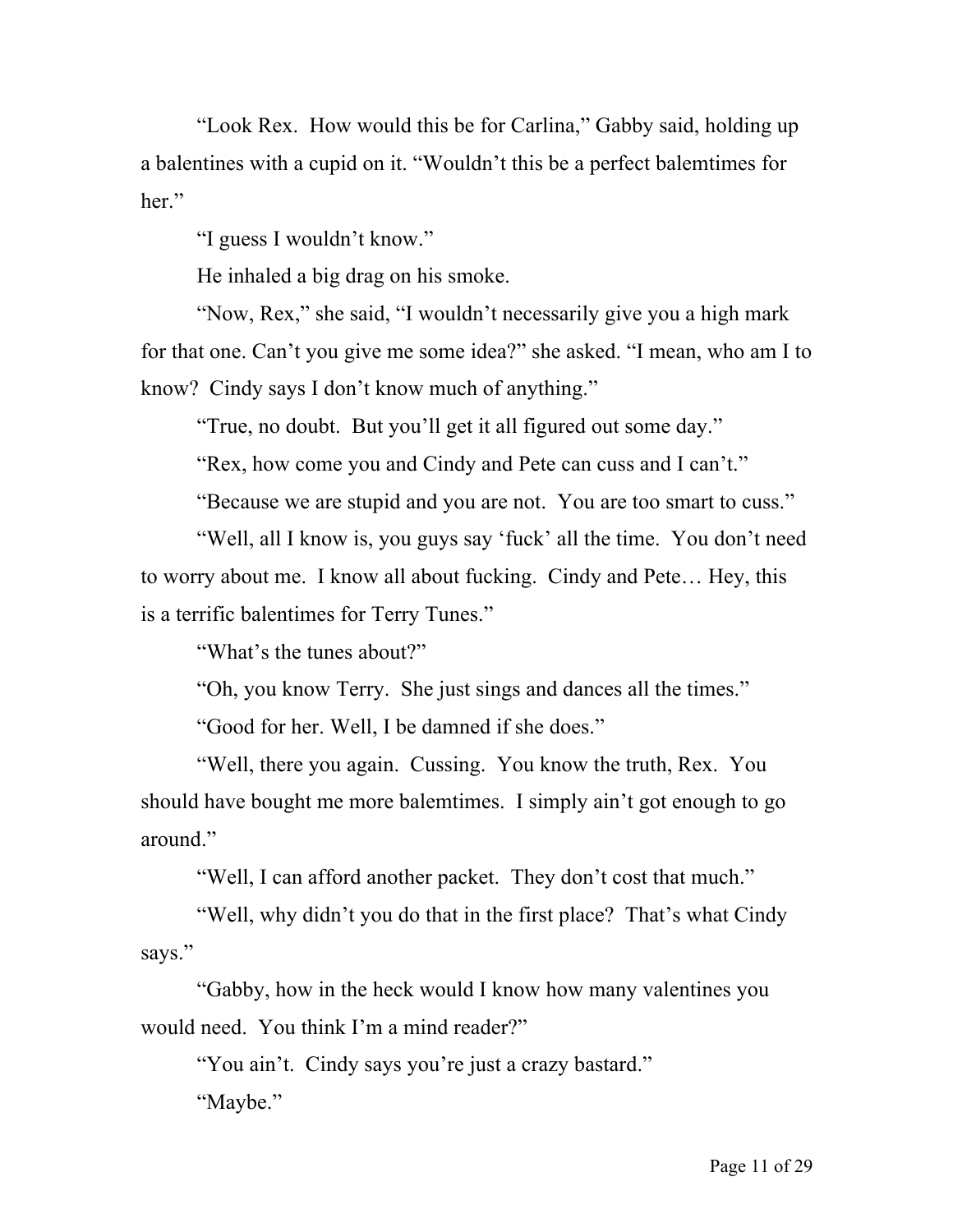"Look Rex. How would this be for Carlina," Gabby said, holding up a balentines with a cupid on it. "Wouldn't this be a perfect balemtimes for her."

"I guess I wouldn't know."

He inhaled a big drag on his smoke.

"Now, Rex," she said, "I wouldn't necessarily give you a high mark for that one. Can't you give me some idea?" she asked. "I mean, who am I to know? Cindy says I don't know much of anything."

"True, no doubt. But you'll get it all figured out some day."

"Rex, how come you and Cindy and Pete can cuss and I can't."

"Because we are stupid and you are not. You are too smart to cuss."

"Well, all I know is, you guys say 'fuck' all the time. You don't need to worry about me. I know all about fucking. Cindy and Pete… Hey, this is a terrific balentimes for Terry Tunes."

"What's the tunes about?"

"Oh, you know Terry. She just sings and dances all the times."

"Good for her. Well, I be damned if she does."

"Well, there you again. Cussing. You know the truth, Rex. You should have bought me more balemtimes. I simply ain't got enough to go around."

"Well, I can afford another packet. They don't cost that much."

"Well, why didn't you do that in the first place? That's what Cindy says."

"Gabby, how in the heck would I know how many valentines you would need. You think I'm a mind reader?"

"You ain't. Cindy says you're just a crazy bastard."

"Maybe."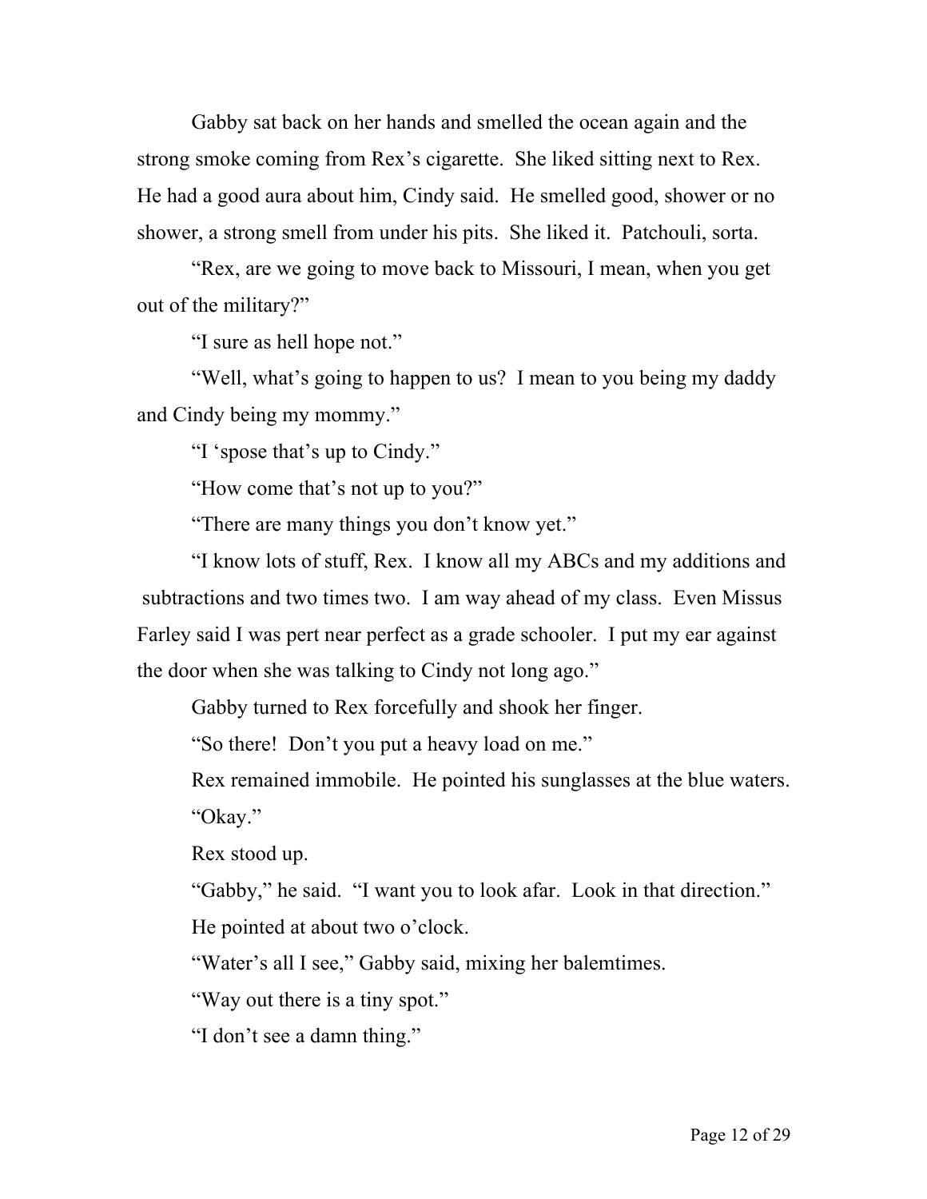Gabby sat back on her hands and smelled the ocean again and the strong smoke coming from Rex's cigarette. She liked sitting next to Rex. He had a good aura about him, Cindy said. He smelled good, shower or no shower, a strong smell from under his pits. She liked it. Patchouli, sorta.

"Rex, are we going to move back to Missouri, I mean, when you get out of the military?"

"I sure as hell hope not."

"Well, what's going to happen to us? I mean to you being my daddy and Cindy being my mommy."

"I 'spose that's up to Cindy."

"How come that's not up to you?"

"There are many things you don't know yet."

"I know lots of stuff, Rex. I know all my ABCs and my additions and subtractions and two times two. I am way ahead of my class. Even Missus Farley said I was pert near perfect as a grade schooler. I put my ear against the door when she was talking to Cindy not long ago."

Gabby turned to Rex forcefully and shook her finger.

"So there! Don't you put a heavy load on me."

Rex remained immobile. He pointed his sunglasses at the blue waters.

"Okay."

Rex stood up.

"Gabby," he said. "I want you to look afar. Look in that direction."

He pointed at about two o'clock.

"Water's all I see," Gabby said, mixing her balemtimes.

"Way out there is a tiny spot."

"I don't see a damn thing."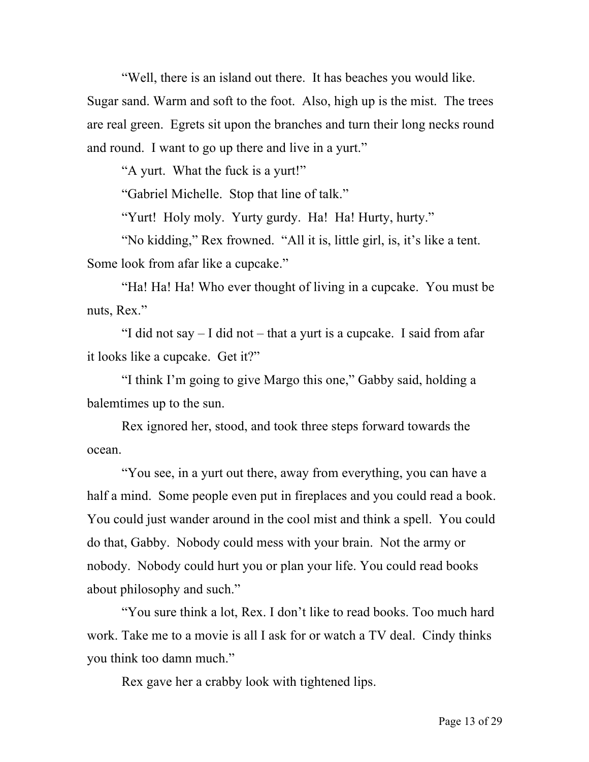"Well, there is an island out there. It has beaches you would like. Sugar sand. Warm and soft to the foot. Also, high up is the mist. The trees are real green. Egrets sit upon the branches and turn their long necks round and round. I want to go up there and live in a yurt."

"A yurt. What the fuck is a yurt!"

"Gabriel Michelle. Stop that line of talk."

"Yurt! Holy moly. Yurty gurdy. Ha! Ha! Hurty, hurty."

"No kidding," Rex frowned. "All it is, little girl, is, it's like a tent. Some look from afar like a cupcake."

"Ha! Ha! Ha! Who ever thought of living in a cupcake. You must be nuts, Rex."

"I did not say – I did not – that a yurt is a cupcake. I said from afar it looks like a cupcake. Get it?"

"I think I'm going to give Margo this one," Gabby said, holding a balemtimes up to the sun.

Rex ignored her, stood, and took three steps forward towards the ocean.

"You see, in a yurt out there, away from everything, you can have a half a mind. Some people even put in fireplaces and you could read a book. You could just wander around in the cool mist and think a spell. You could do that, Gabby. Nobody could mess with your brain. Not the army or nobody. Nobody could hurt you or plan your life. You could read books about philosophy and such."

"You sure think a lot, Rex. I don't like to read books. Too much hard work. Take me to a movie is all I ask for or watch a TV deal. Cindy thinks you think too damn much."

Rex gave her a crabby look with tightened lips.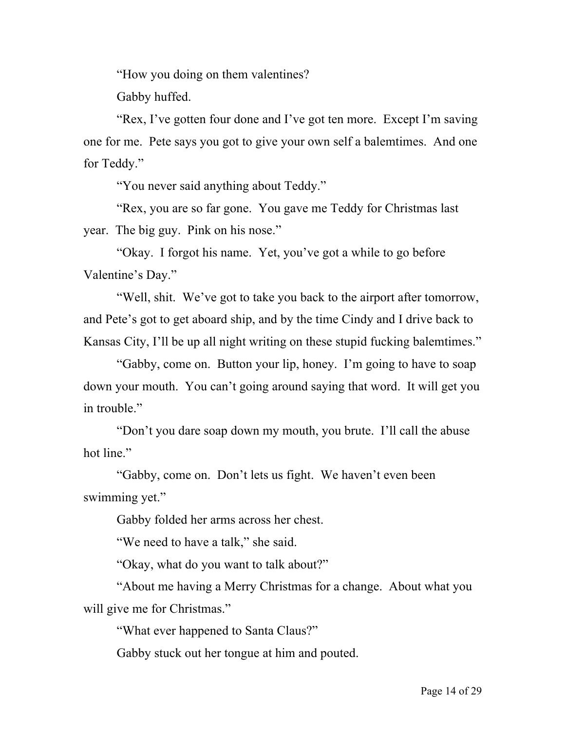"How you doing on them valentines?

Gabby huffed.

"Rex, I've gotten four done and I've got ten more. Except I'm saving one for me. Pete says you got to give your own self a balemtimes. And one for Teddy."

"You never said anything about Teddy."

"Rex, you are so far gone. You gave me Teddy for Christmas last year. The big guy. Pink on his nose."

"Okay. I forgot his name. Yet, you've got a while to go before Valentine's Day."

"Well, shit. We've got to take you back to the airport after tomorrow, and Pete's got to get aboard ship, and by the time Cindy and I drive back to Kansas City, I'll be up all night writing on these stupid fucking balemtimes."

"Gabby, come on. Button your lip, honey. I'm going to have to soap down your mouth. You can't going around saying that word. It will get you in trouble."

"Don't you dare soap down my mouth, you brute. I'll call the abuse hot line."

"Gabby, come on. Don't lets us fight. We haven't even been swimming yet."

Gabby folded her arms across her chest.

"We need to have a talk," she said.

"Okay, what do you want to talk about?"

"About me having a Merry Christmas for a change. About what you will give me for Christmas."

"What ever happened to Santa Claus?"

Gabby stuck out her tongue at him and pouted.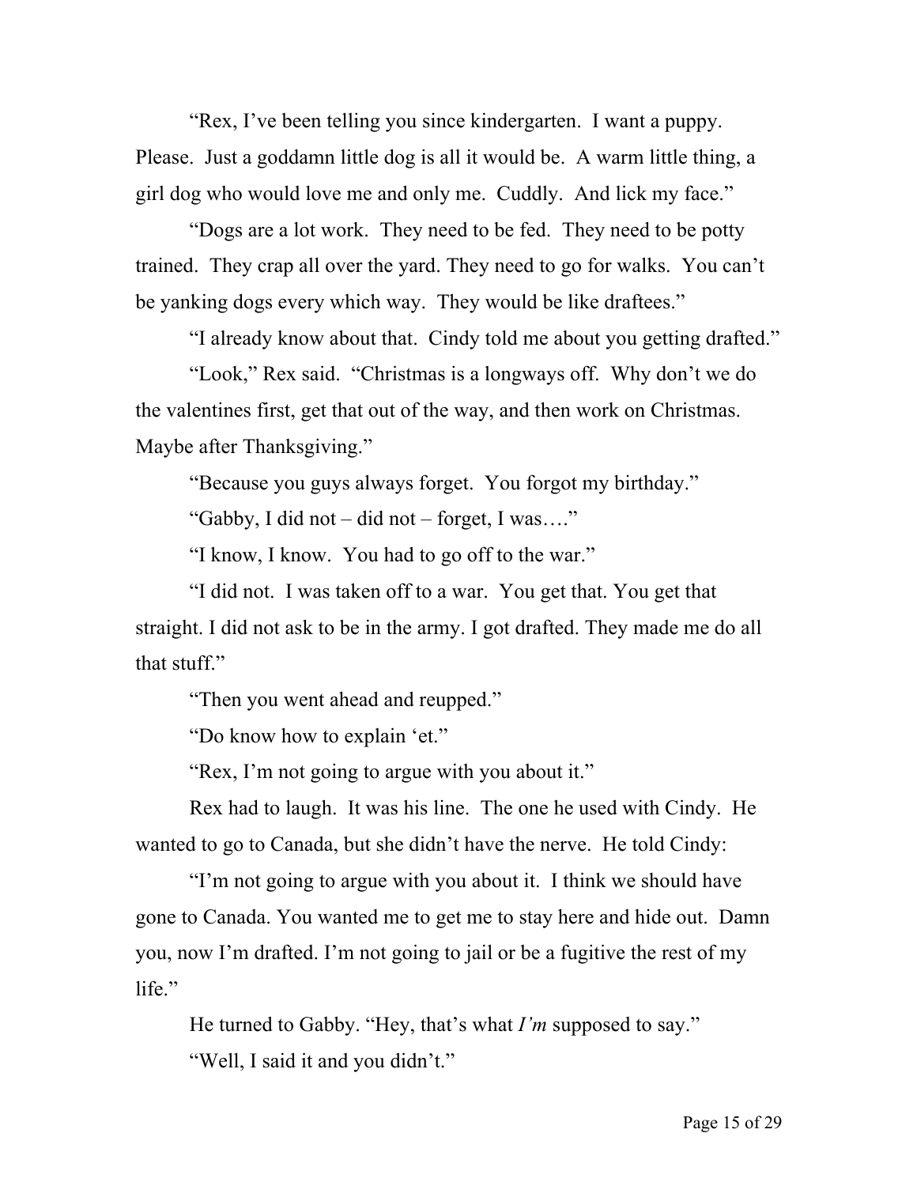"Rex, I've been telling you since kindergarten. I want a puppy. Please. Just a goddamn little dog is all it would be. A warm little thing, a girl dog who would love me and only me. Cuddly. And lick my face."

"Dogs are a lot work. They need to be fed. They need to be potty trained. They crap all over the yard. They need to go for walks. You can't be yanking dogs every which way. They would be like draftees."

"I already know about that. Cindy told me about you getting drafted."

"Look," Rex said. "Christmas is a longways off. Why don't we do the valentines first, get that out of the way, and then work on Christmas. Maybe after Thanksgiving."

"Because you guys always forget. You forgot my birthday."

"Gabby, I did not – did not – forget, I was…."

"I know, I know. You had to go off to the war."

"I did not. I was taken off to a war. You get that. You get that straight. I did not ask to be in the army. I got drafted. They made me do all that stuff."

"Then you went ahead and reupped."

"Do know how to explain 'et."

"Rex, I'm not going to argue with you about it."

Rex had to laugh. It was his line. The one he used with Cindy. He wanted to go to Canada, but she didn't have the nerve. He told Cindy:

"I'm not going to argue with you about it. I think we should have gone to Canada. You wanted me to get me to stay here and hide out. Damn you, now I'm drafted. I'm not going to jail or be a fugitive the rest of my life."

He turned to Gabby. "Hey, that's what *I'm* supposed to say."

"Well, I said it and you didn't."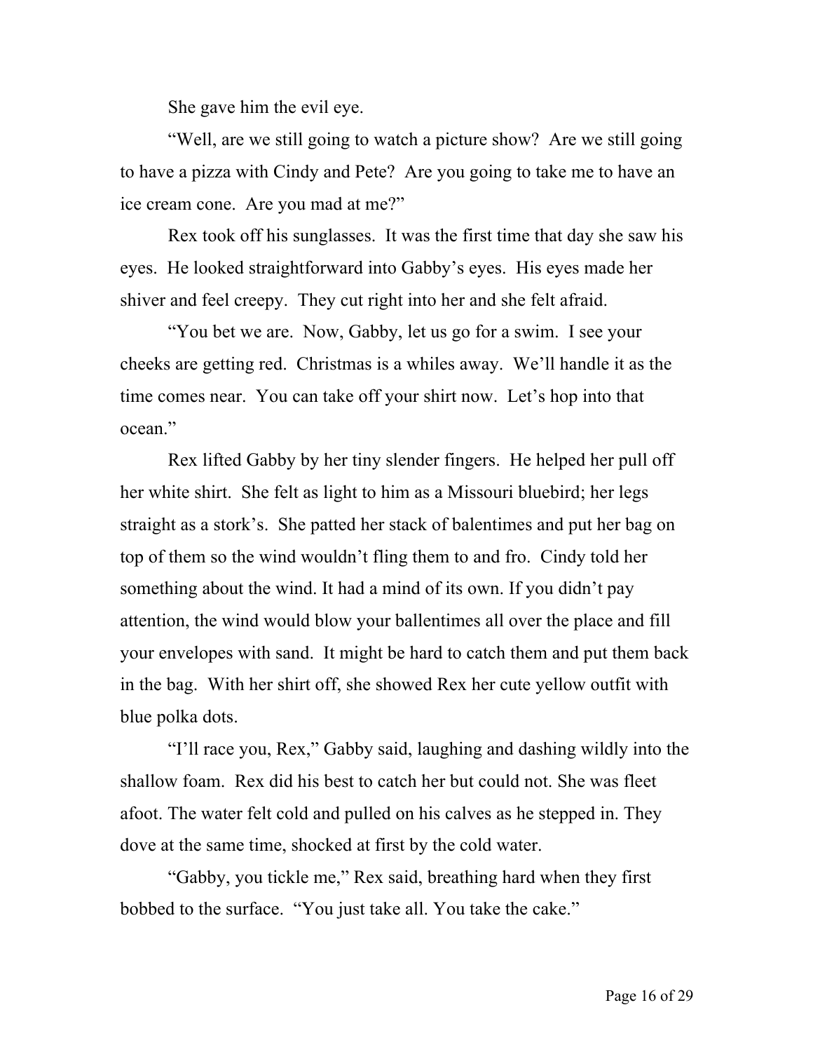She gave him the evil eye.

"Well, are we still going to watch a picture show? Are we still going to have a pizza with Cindy and Pete? Are you going to take me to have an ice cream cone. Are you mad at me?"

Rex took off his sunglasses. It was the first time that day she saw his eyes. He looked straightforward into Gabby's eyes. His eyes made her shiver and feel creepy. They cut right into her and she felt afraid.

"You bet we are. Now, Gabby, let us go for a swim. I see your cheeks are getting red. Christmas is a whiles away. We'll handle it as the time comes near. You can take off your shirt now. Let's hop into that ocean."

Rex lifted Gabby by her tiny slender fingers. He helped her pull off her white shirt. She felt as light to him as a Missouri bluebird; her legs straight as a stork's. She patted her stack of balentimes and put her bag on top of them so the wind wouldn't fling them to and fro. Cindy told her something about the wind. It had a mind of its own. If you didn't pay attention, the wind would blow your ballentimes all over the place and fill your envelopes with sand. It might be hard to catch them and put them back in the bag. With her shirt off, she showed Rex her cute yellow outfit with blue polka dots.

"I'll race you, Rex," Gabby said, laughing and dashing wildly into the shallow foam. Rex did his best to catch her but could not. She was fleet afoot. The water felt cold and pulled on his calves as he stepped in. They dove at the same time, shocked at first by the cold water.

"Gabby, you tickle me," Rex said, breathing hard when they first bobbed to the surface. "You just take all. You take the cake."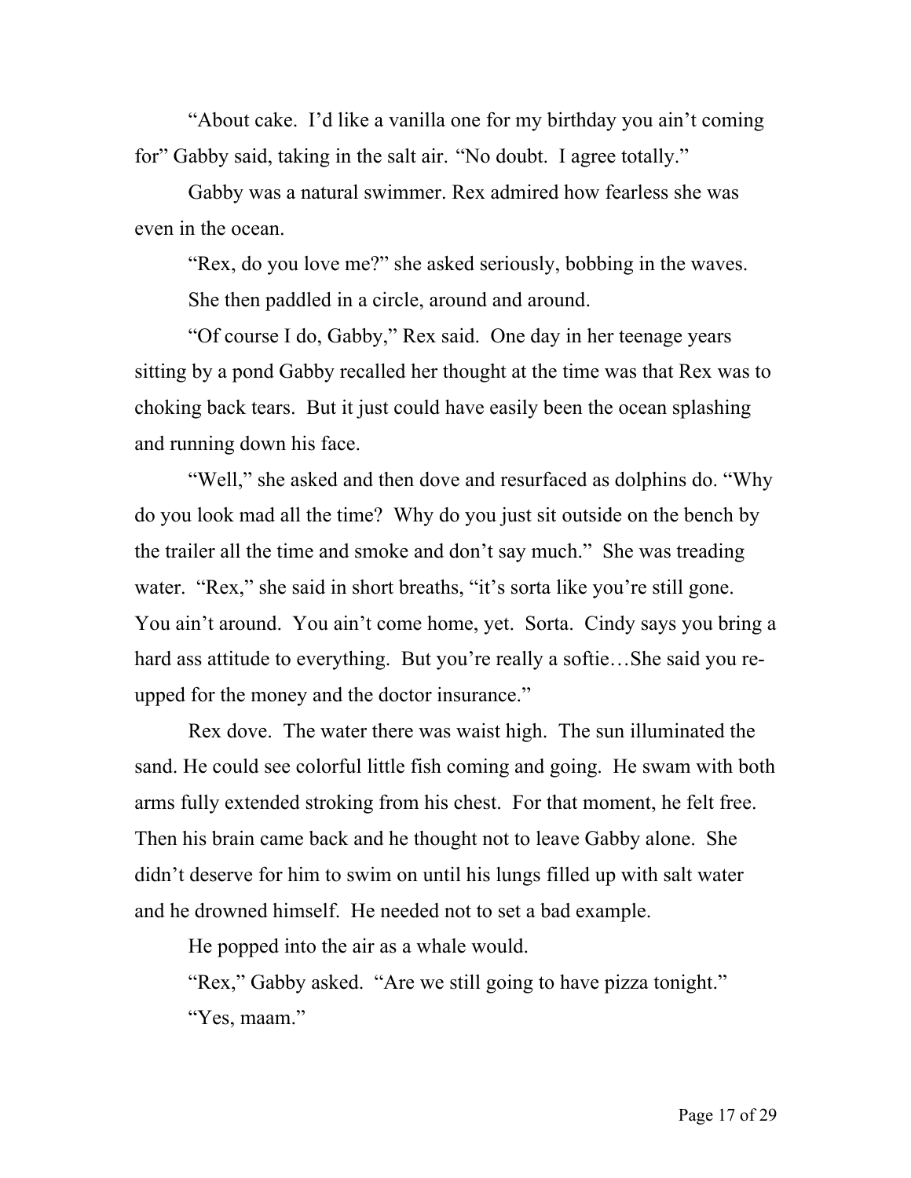"About cake. I'd like a vanilla one for my birthday you ain't coming for" Gabby said, taking in the salt air. "No doubt. I agree totally."

Gabby was a natural swimmer. Rex admired how fearless she was even in the ocean.

"Rex, do you love me?" she asked seriously, bobbing in the waves.

She then paddled in a circle, around and around.

"Of course I do, Gabby," Rex said. One day in her teenage years sitting by a pond Gabby recalled her thought at the time was that Rex was to choking back tears. But it just could have easily been the ocean splashing and running down his face.

"Well," she asked and then dove and resurfaced as dolphins do. "Why do you look mad all the time? Why do you just sit outside on the bench by the trailer all the time and smoke and don't say much." She was treading water. "Rex," she said in short breaths, "it's sorta like you're still gone. You ain't around. You ain't come home, yet. Sorta. Cindy says you bring a hard ass attitude to everything. But you're really a softie…She said you re-upped for the money and the doctor insurance."

Rex dove. The water there was waist high. The sun illuminated the sand. He could see colorful little fish coming and going. He swam with both arms fully extended stroking from his chest. For that moment, he felt free. Then his brain came back and he thought not to leave Gabby alone. She didn't deserve for him to swim on until his lungs filled up with salt water and he drowned himself. He needed not to set a bad example.

He popped into the air as a whale would.

"Rex," Gabby asked. "Are we still going to have pizza tonight."

"Yes, maam."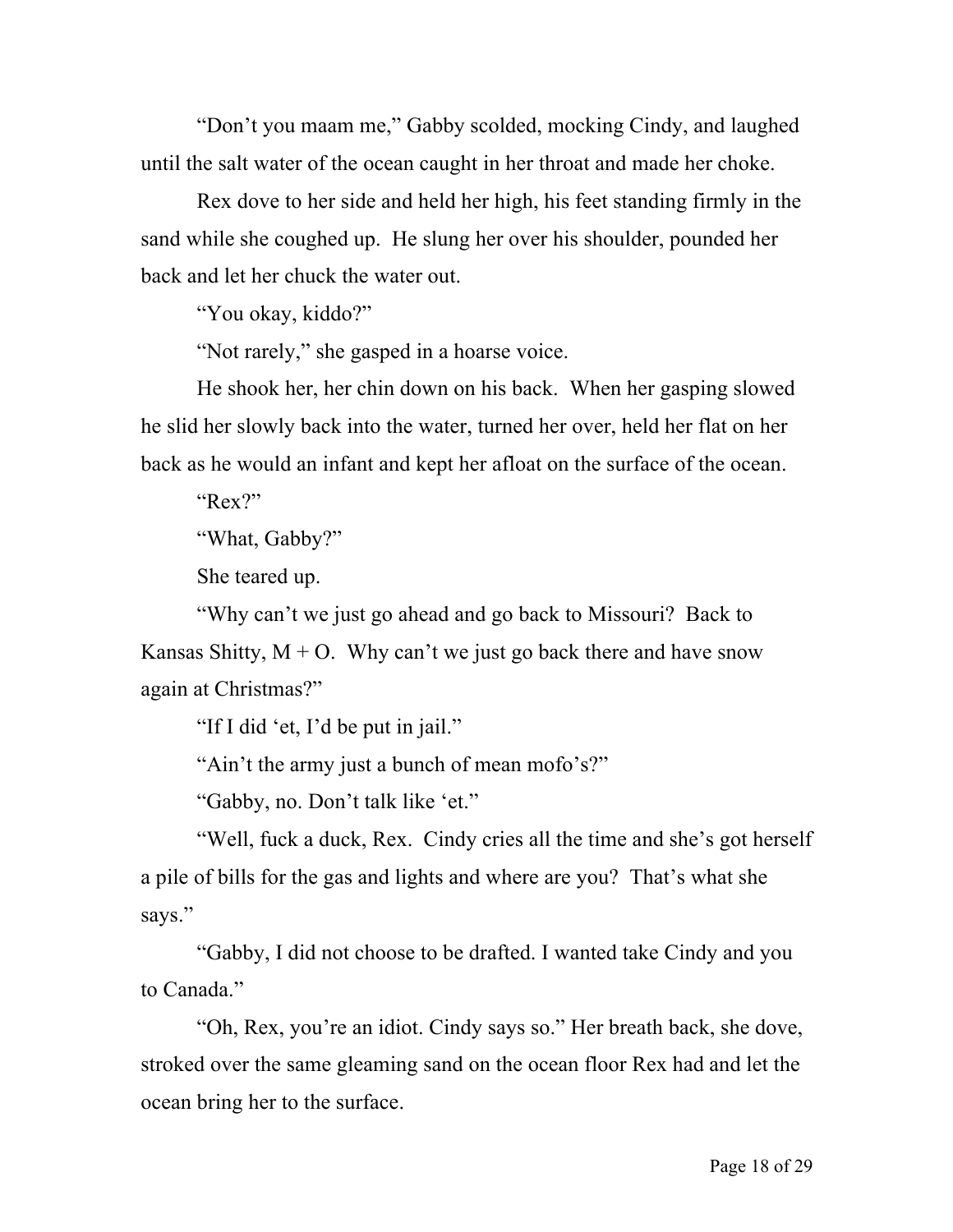"Don't you maam me," Gabby scolded, mocking Cindy, and laughed until the salt water of the ocean caught in her throat and made her choke.

Rex dove to her side and held her high, his feet standing firmly in the sand while she coughed up. He slung her over his shoulder, pounded her back and let her chuck the water out.

"You okay, kiddo?"

"Not rarely," she gasped in a hoarse voice.

He shook her, her chin down on his back. When her gasping slowed he slid her slowly back into the water, turned her over, held her flat on her back as he would an infant and kept her afloat on the surface of the ocean.

"Rex?"

"What, Gabby?"

She teared up.

"Why can't we just go ahead and go back to Missouri? Back to Kansas Shitty, M + O. Why can't we just go back there and have snow again at Christmas?"

"If I did 'et, I'd be put in jail."

"Ain't the army just a bunch of mean mofo's?"

"Gabby, no. Don't talk like 'et."

"Well, fuck a duck, Rex. Cindy cries all the time and she's got herself a pile of bills for the gas and lights and where are you? That's what she says."

"Gabby, I did not choose to be drafted. I wanted take Cindy and you to Canada."

"Oh, Rex, you're an idiot. Cindy says so." Her breath back, she dove, stroked over the same gleaming sand on the ocean floor Rex had and let the ocean bring her to the surface.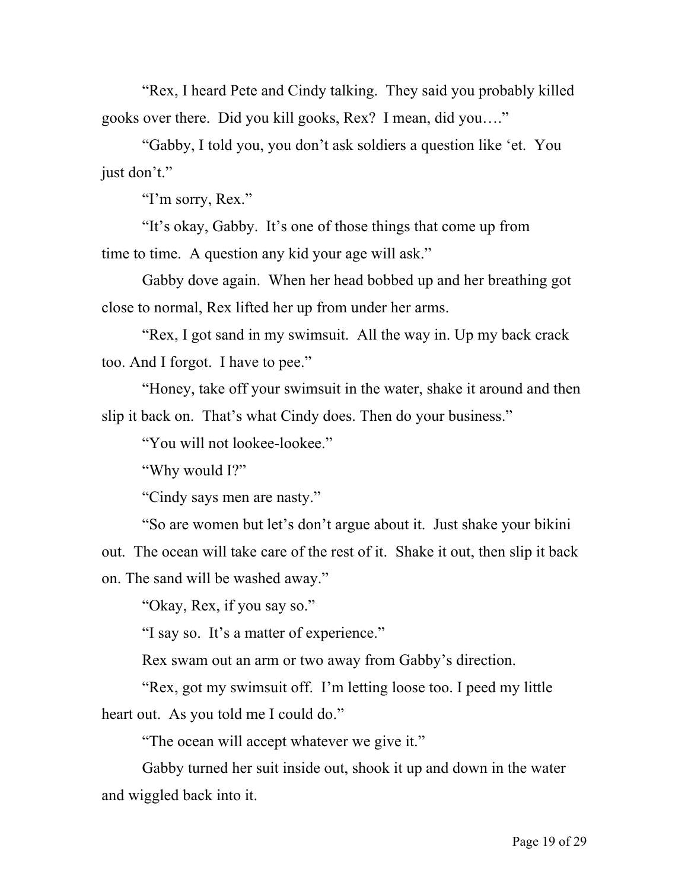"Rex, I heard Pete and Cindy talking. They said you probably killed gooks over there. Did you kill gooks, Rex? I mean, did you…."

"Gabby, I told you, you don't ask soldiers a question like 'et. You just don't."

"I'm sorry, Rex."

"It's okay, Gabby. It's one of those things that come up from time to time. A question any kid your age will ask."

Gabby dove again. When her head bobbed up and her breathing got close to normal, Rex lifted her up from under her arms.

"Rex, I got sand in my swimsuit. All the way in. Up my back crack too. And I forgot. I have to pee."

"Honey, take off your swimsuit in the water, shake it around and then slip it back on. That's what Cindy does. Then do your business."

"You will not lookee-lookee."

"Why would I?"

"Cindy says men are nasty."

"So are women but let's don't argue about it. Just shake your bikini out. The ocean will take care of the rest of it. Shake it out, then slip it back on. The sand will be washed away."

"Okay, Rex, if you say so."

"I say so. It's a matter of experience."

Rex swam out an arm or two away from Gabby's direction.

"Rex, got my swimsuit off. I'm letting loose too. I peed my little heart out. As you told me I could do."

"The ocean will accept whatever we give it."

Gabby turned her suit inside out, shook it up and down in the water and wiggled back into it.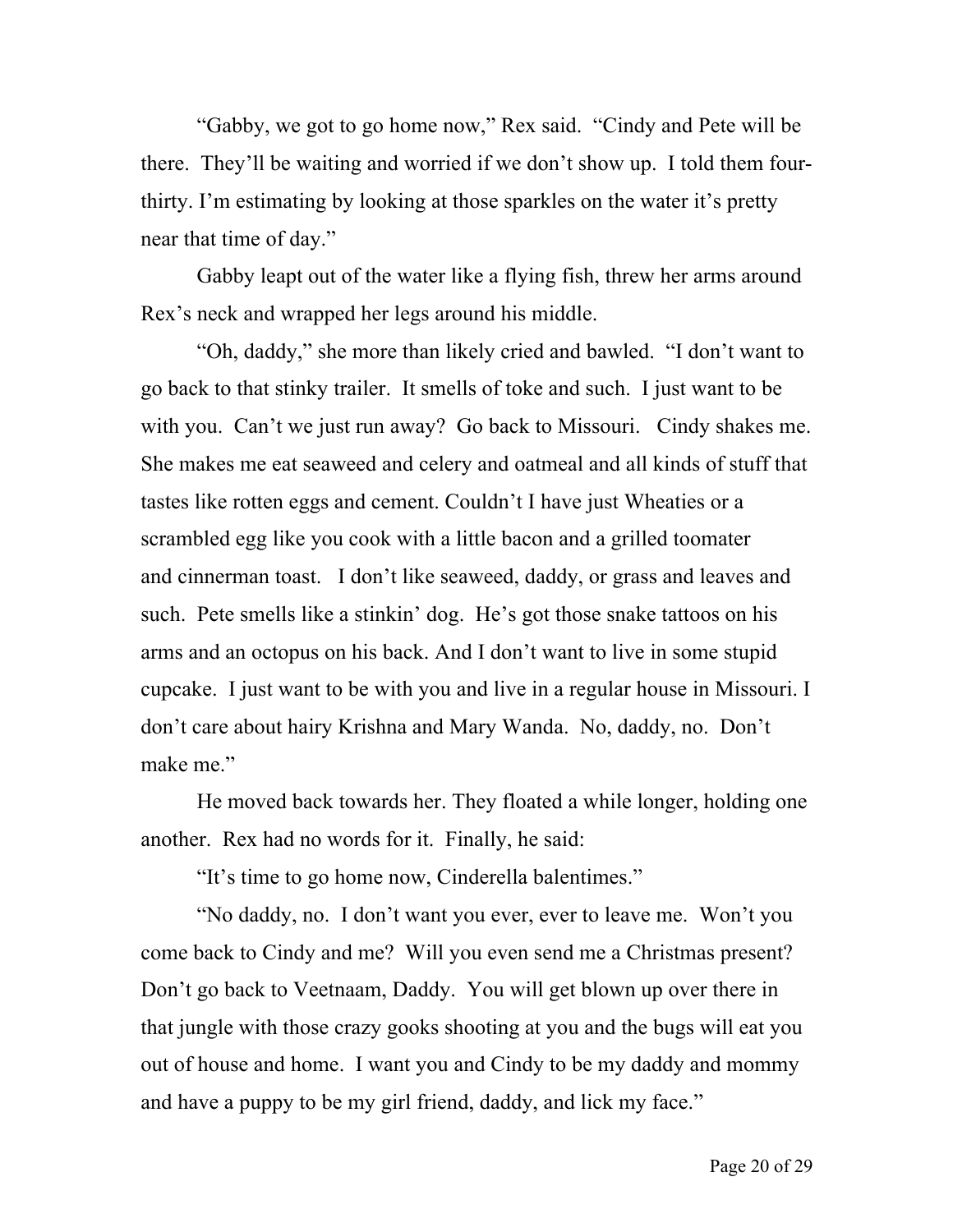"Gabby, we got to go home now," Rex said. "Cindy and Pete will be there. They'll be waiting and worried if we don't show up. I told them four-thirty. I'm estimating by looking at those sparkles on the water it's pretty near that time of day."

Gabby leapt out of the water like a flying fish, threw her arms around Rex's neck and wrapped her legs around his middle.

"Oh, daddy," she more than likely cried and bawled. "I don't want to go back to that stinky trailer. It smells of toke and such. I just want to be with you. Can't we just run away? Go back to Missouri. Cindy shakes me. She makes me eat seaweed and celery and oatmeal and all kinds of stuff that tastes like rotten eggs and cement. Couldn't I have just Wheaties or a scrambled egg like you cook with a little bacon and a grilled toomater and cinnerman toast. I don't like seaweed, daddy, or grass and leaves and such. Pete smells like a stinkin' dog. He's got those snake tattoos on his arms and an octopus on his back. And I don't want to live in some stupid cupcake. I just want to be with you and live in a regular house in Missouri. I don't care about hairy Krishna and Mary Wanda. No, daddy, no. Don't make me."

He moved back towards her. They floated a while longer, holding one another. Rex had no words for it. Finally, he said:

"It's time to go home now, Cinderella balentimes."

"No daddy, no. I don't want you ever, ever to leave me. Won't you come back to Cindy and me? Will you even send me a Christmas present? Don't go back to Veetnaam, Daddy. You will get blown up over there in that jungle with those crazy gooks shooting at you and the bugs will eat you out of house and home. I want you and Cindy to be my daddy and mommy and have a puppy to be my girl friend, daddy, and lick my face."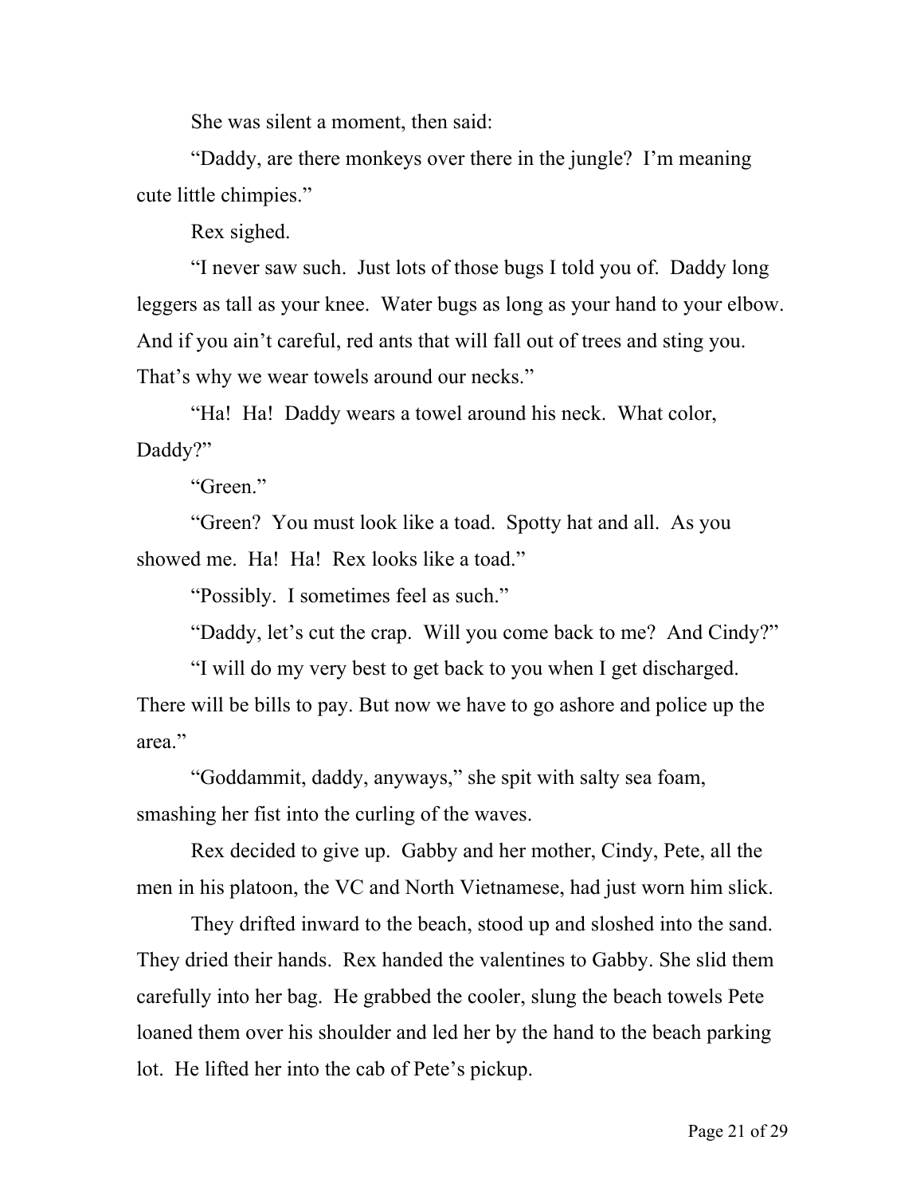She was silent a moment, then said:

"Daddy, are there monkeys over there in the jungle? I'm meaning cute little chimpies."

Rex sighed.

"I never saw such. Just lots of those bugs I told you of. Daddy long leggers as tall as your knee. Water bugs as long as your hand to your elbow. And if you ain't careful, red ants that will fall out of trees and sting you. That's why we wear towels around our necks."

"Ha! Ha! Daddy wears a towel around his neck. What color, Daddy?"

"Green."

"Green? You must look like a toad. Spotty hat and all. As you showed me. Ha! Ha! Rex looks like a toad."

"Possibly. I sometimes feel as such."

"Daddy, let's cut the crap. Will you come back to me? And Cindy?"

"I will do my very best to get back to you when I get discharged. There will be bills to pay. But now we have to go ashore and police up the area."

"Goddammit, daddy, anyways," she spit with salty sea foam, smashing her fist into the curling of the waves.

Rex decided to give up. Gabby and her mother, Cindy, Pete, all the men in his platoon, the VC and North Vietnamese, had just worn him slick.

They drifted inward to the beach, stood up and sloshed into the sand. They dried their hands. Rex handed the valentines to Gabby. She slid them carefully into her bag. He grabbed the cooler, slung the beach towels Pete loaned them over his shoulder and led her by the hand to the beach parking lot. He lifted her into the cab of Pete's pickup.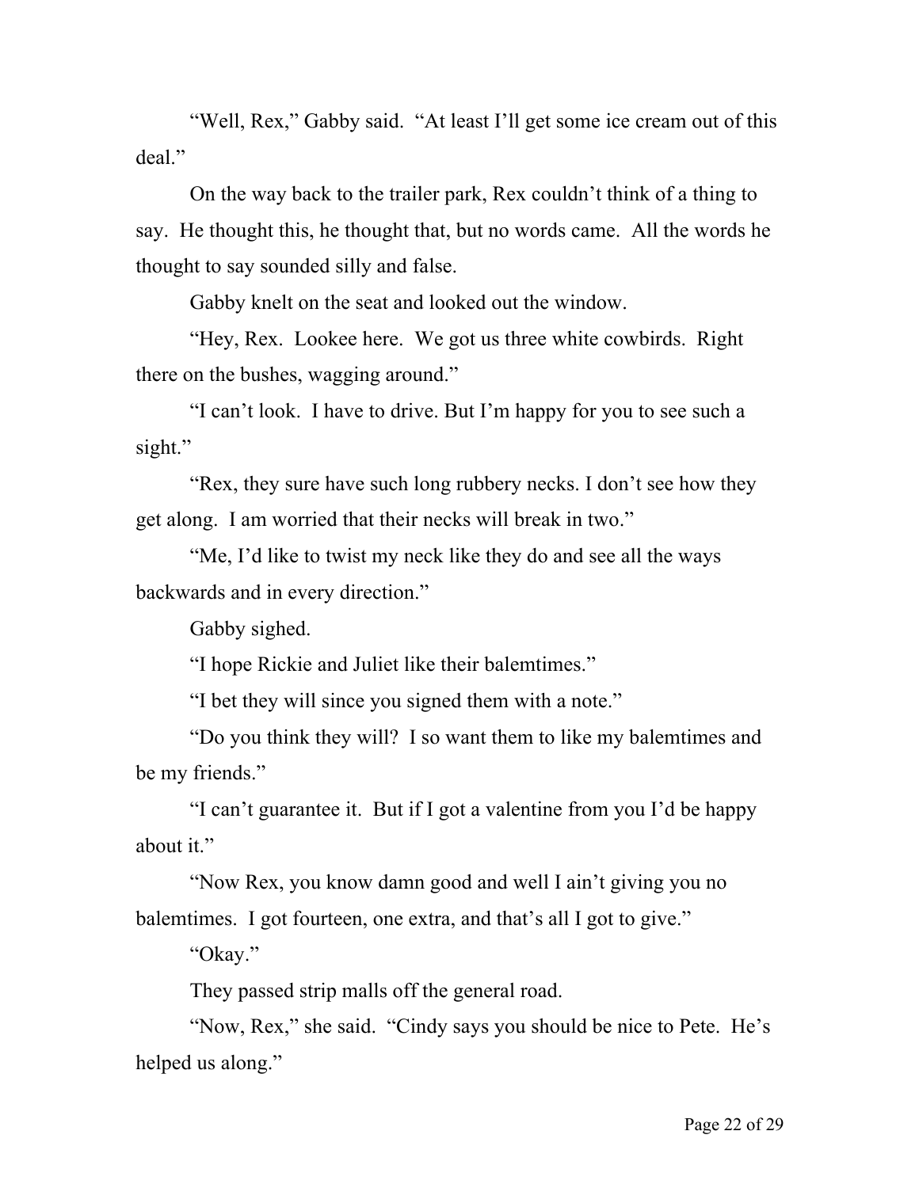"Well, Rex," Gabby said. "At least I'll get some ice cream out of this deal."

On the way back to the trailer park, Rex couldn't think of a thing to say. He thought this, he thought that, but no words came. All the words he thought to say sounded silly and false.

Gabby knelt on the seat and looked out the window.

"Hey, Rex. Lookee here. We got us three white cowbirds. Right there on the bushes, wagging around."

"I can't look. I have to drive. But I'm happy for you to see such a sight."

"Rex, they sure have such long rubbery necks. I don't see how they get along. I am worried that their necks will break in two."

"Me, I'd like to twist my neck like they do and see all the ways backwards and in every direction."

Gabby sighed.

"I hope Rickie and Juliet like their balemtimes."

"I bet they will since you signed them with a note."

"Do you think they will? I so want them to like my balemtimes and be my friends."

"I can't guarantee it. But if I got a valentine from you I'd be happy about it."

"Now Rex, you know damn good and well I ain't giving you no balemtimes. I got fourteen, one extra, and that's all I got to give."

"Okay."

They passed strip malls off the general road.

"Now, Rex," she said. "Cindy says you should be nice to Pete. He's helped us along."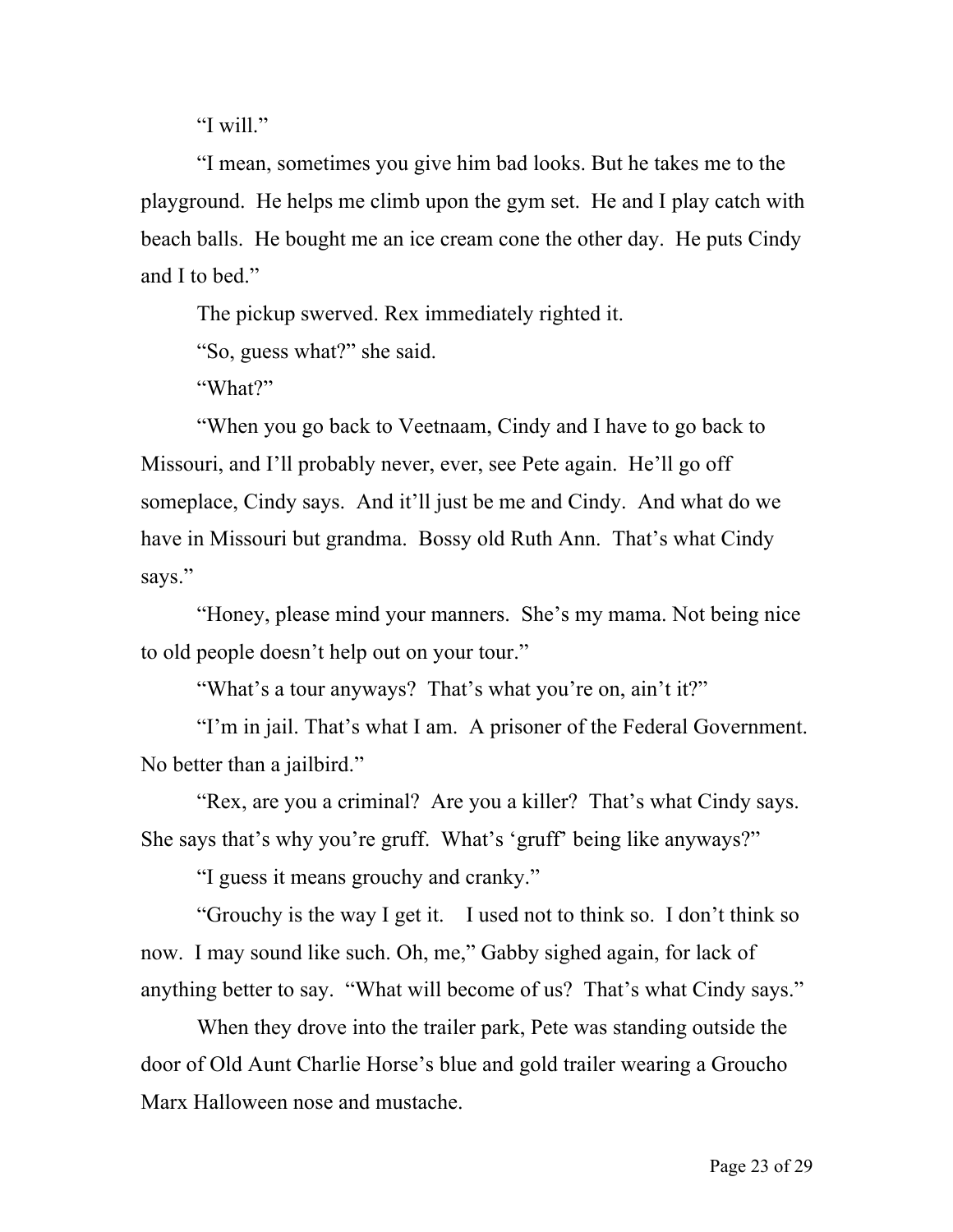"I will."

"I mean, sometimes you give him bad looks. But he takes me to the playground. He helps me climb upon the gym set. He and I play catch with beach balls. He bought me an ice cream cone the other day. He puts Cindy and I to bed."

The pickup swerved. Rex immediately righted it.

"So, guess what?" she said.

"What?"

"When you go back to Veetnaam, Cindy and I have to go back to Missouri, and I'll probably never, ever, see Pete again. He'll go off someplace, Cindy says. And it'll just be me and Cindy. And what do we have in Missouri but grandma. Bossy old Ruth Ann. That's what Cindy says."

"Honey, please mind your manners. She's my mama. Not being nice to old people doesn't help out on your tour."

"What's a tour anyways? That's what you're on, ain't it?"

"I'm in jail. That's what I am. A prisoner of the Federal Government. No better than a jailbird."

"Rex, are you a criminal? Are you a killer? That's what Cindy says. She says that's why you're gruff. What's 'gruff' being like anyways?"

"I guess it means grouchy and cranky."

"Grouchy is the way I get it. I used not to think so. I don't think so now. I may sound like such. Oh, me," Gabby sighed again, for lack of anything better to say. "What will become of us? That's what Cindy says."

When they drove into the trailer park, Pete was standing outside the door of Old Aunt Charlie Horse's blue and gold trailer wearing a Groucho Marx Halloween nose and mustache.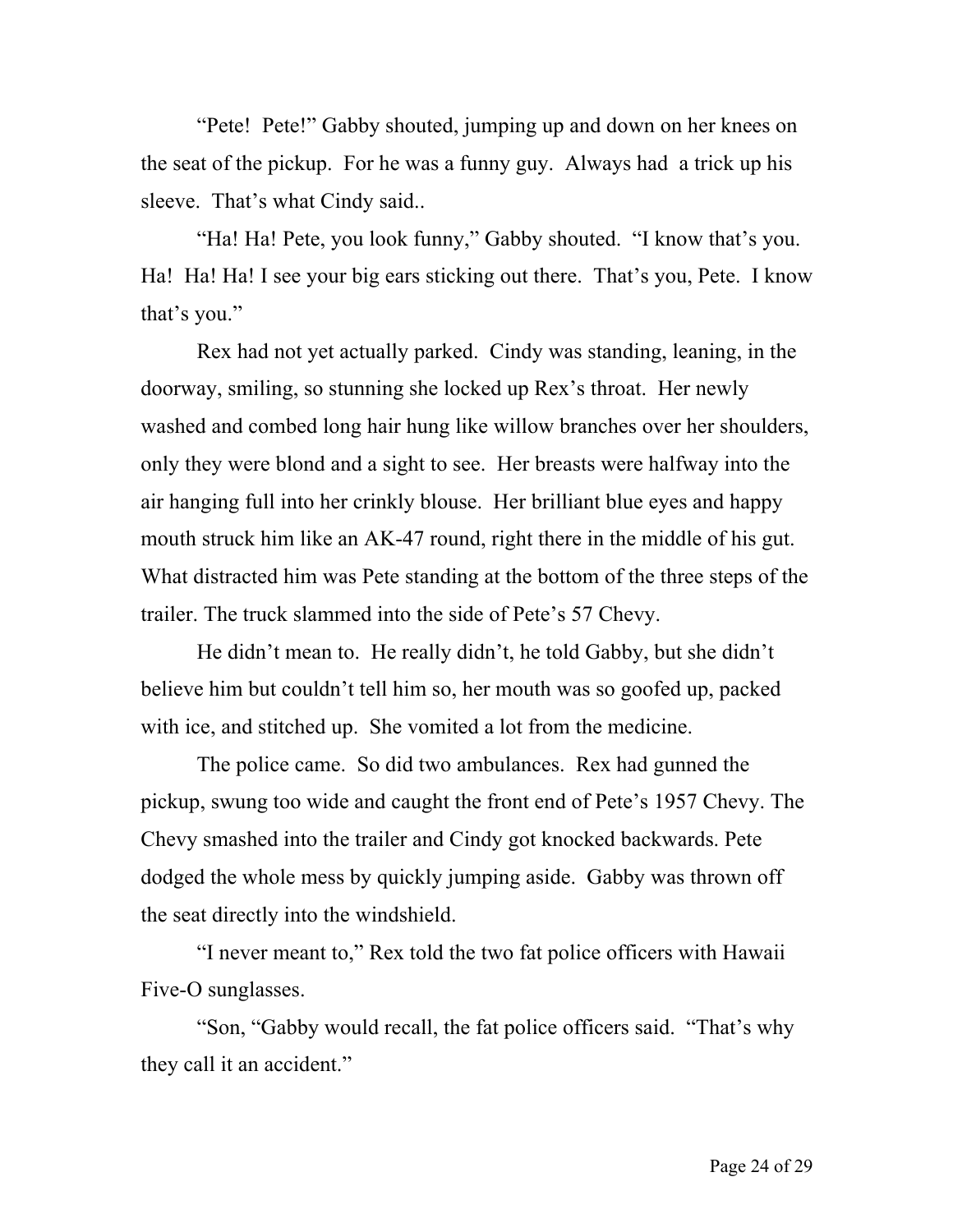“Pete! Pete!” Gabby shouted, jumping up and down on her knees on the seat of the pickup. For he was a funny guy. Always had a trick up his sleeve. That’s what Cindy said..

“Ha! Ha! Pete, you look funny,” Gabby shouted. “I know that’s you. Ha! Ha! Ha! I see your big ears sticking out there. That’s you, Pete. I know that’s you.”

Rex had not yet actually parked. Cindy was standing, leaning, in the doorway, smiling, so stunning she locked up Rex’s throat. Her newly washed and combed long hair hung like willow branches over her shoulders, only they were blond and a sight to see. Her breasts were halfway into the air hanging full into her crinkly blouse. Her brilliant blue eyes and happy mouth struck him like an AK-47 round, right there in the middle of his gut. What distracted him was Pete standing at the bottom of the three steps of the trailer. The truck slammed into the side of Pete’s 57 Chevy.

He didn’t mean to. He really didn’t, he told Gabby, but she didn’t believe him but couldn’t tell him so, her mouth was so goofed up, packed with ice, and stitched up. She vomited a lot from the medicine.

The police came. So did two ambulances. Rex had gunned the pickup, swung too wide and caught the front end of Pete’s 1957 Chevy. The Chevy smashed into the trailer and Cindy got knocked backwards. Pete dodged the whole mess by quickly jumping aside. Gabby was thrown off the seat directly into the windshield.

“I never meant to,” Rex told the two fat police officers with Hawaii Five-O sunglasses.

“Son, “Gabby would recall, the fat police officers said. “That’s why they call it an accident.”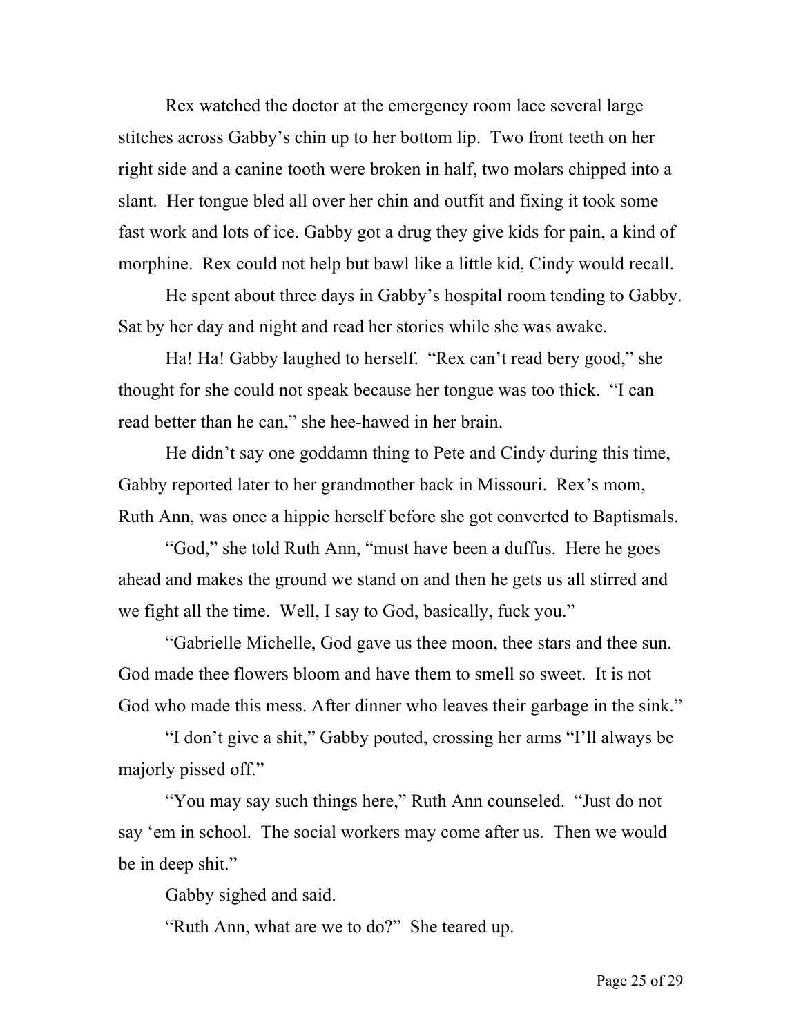Rex watched the doctor at the emergency room lace several large stitches across Gabby's chin up to her bottom lip. Two front teeth on her right side and a canine tooth were broken in half, two molars chipped into a slant. Her tongue bled all over her chin and outfit and fixing it took some fast work and lots of ice. Gabby got a drug they give kids for pain, a kind of morphine. Rex could not help but bawl like a little kid, Cindy would recall.

He spent about three days in Gabby's hospital room tending to Gabby. Sat by her day and night and read her stories while she was awake.

Ha! Ha! Gabby laughed to herself. "Rex can't read bery good," she thought for she could not speak because her tongue was too thick. "I can read better than he can," she hee-hawed in her brain.

He didn't say one goddamn thing to Pete and Cindy during this time, Gabby reported later to her grandmother back in Missouri. Rex's mom, Ruth Ann, was once a hippie herself before she got converted to Baptismals.

"God," she told Ruth Ann, "must have been a duffus. Here he goes ahead and makes the ground we stand on and then he gets us all stirred and we fight all the time. Well, I say to God, basically, fuck you."

"Gabrielle Michelle, God gave us thee moon, thee stars and thee sun. God made thee flowers bloom and have them to smell so sweet. It is not God who made this mess. After dinner who leaves their garbage in the sink."

"I don't give a shit," Gabby pouted, crossing her arms "I'll always be majorly pissed off."

"You may say such things here," Ruth Ann counseled. "Just do not say 'em in school. The social workers may come after us. Then we would be in deep shit."

Gabby sighed and said.

"Ruth Ann, what are we to do?" She teared up.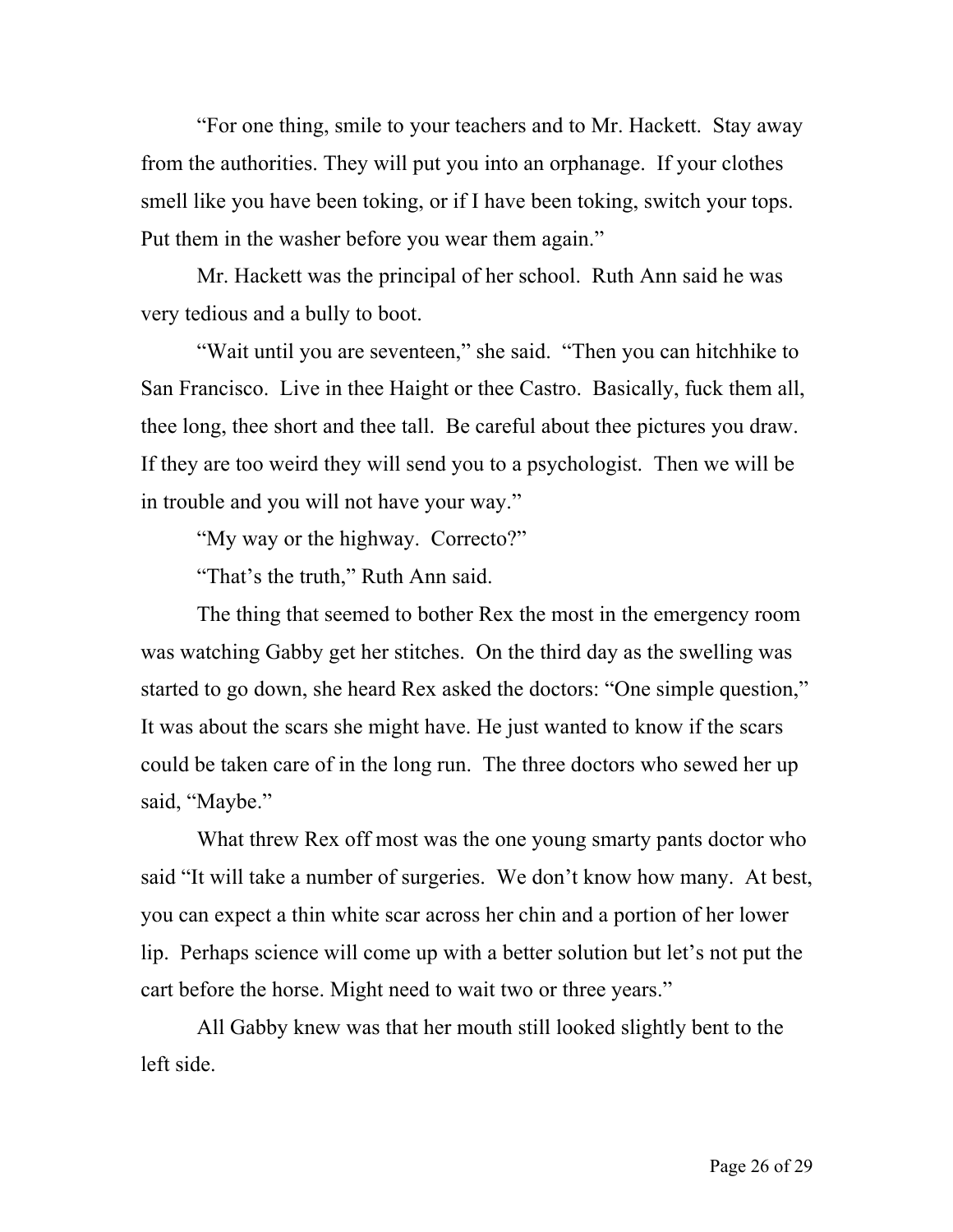"For one thing, smile to your teachers and to Mr. Hackett. Stay away from the authorities. They will put you into an orphanage. If your clothes smell like you have been toking, or if I have been toking, switch your tops. Put them in the washer before you wear them again."

Mr. Hackett was the principal of her school. Ruth Ann said he was very tedious and a bully to boot.

"Wait until you are seventeen," she said. "Then you can hitchhike to San Francisco. Live in thee Haight or thee Castro. Basically, fuck them all, thee long, thee short and thee tall. Be careful about thee pictures you draw. If they are too weird they will send you to a psychologist. Then we will be in trouble and you will not have your way."

"My way or the highway. Correcto?"

"That's the truth," Ruth Ann said.

The thing that seemed to bother Rex the most in the emergency room was watching Gabby get her stitches. On the third day as the swelling was started to go down, she heard Rex asked the doctors: "One simple question," It was about the scars she might have. He just wanted to know if the scars could be taken care of in the long run. The three doctors who sewed her up said, "Maybe."

What threw Rex off most was the one young smarty pants doctor who said "It will take a number of surgeries. We don't know how many. At best, you can expect a thin white scar across her chin and a portion of her lower lip. Perhaps science will come up with a better solution but let's not put the cart before the horse. Might need to wait two or three years."

All Gabby knew was that her mouth still looked slightly bent to the left side.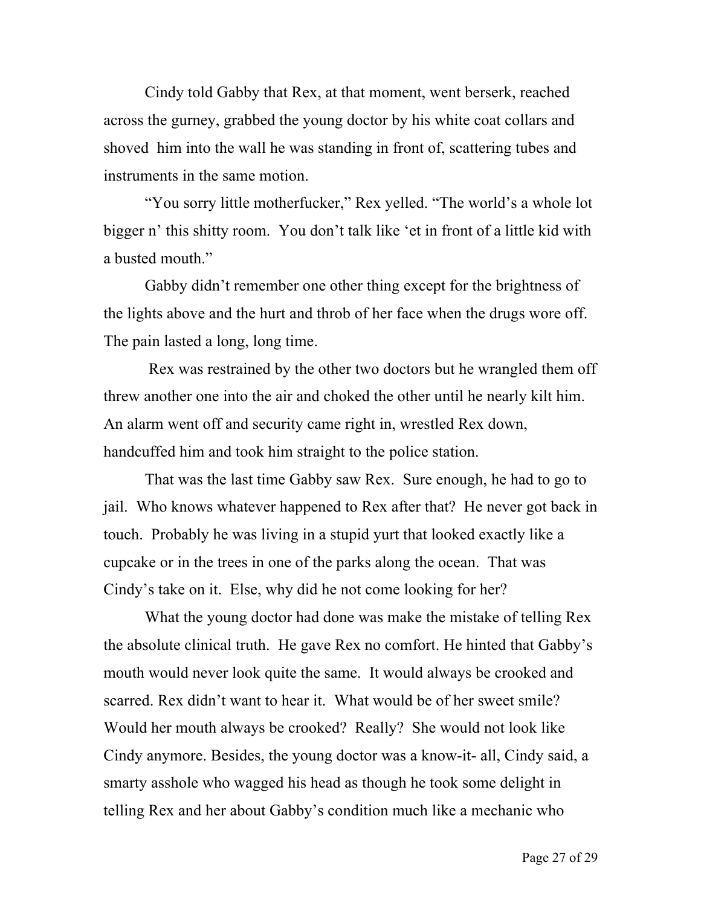Cindy told Gabby that Rex, at that moment, went berserk, reached across the gurney, grabbed the young doctor by his white coat collars and shoved him into the wall he was standing in front of, scattering tubes and instruments in the same motion.

"You sorry little motherfucker," Rex yelled. "The world's a whole lot bigger n' this shitty room. You don't talk like 'et in front of a little kid with a busted mouth."

Gabby didn't remember one other thing except for the brightness of the lights above and the hurt and throb of her face when the drugs wore off. The pain lasted a long, long time.

Rex was restrained by the other two doctors but he wrangled them off threw another one into the air and choked the other until he nearly kilt him. An alarm went off and security came right in, wrestled Rex down, handcuffed him and took him straight to the police station.

That was the last time Gabby saw Rex. Sure enough, he had to go to jail. Who knows whatever happened to Rex after that? He never got back in touch. Probably he was living in a stupid yurt that looked exactly like a cupcake or in the trees in one of the parks along the ocean. That was Cindy's take on it. Else, why did he not come looking for her?

What the young doctor had done was make the mistake of telling Rex the absolute clinical truth. He gave Rex no comfort. He hinted that Gabby's mouth would never look quite the same. It would always be crooked and scarred. Rex didn't want to hear it. What would be of her sweet smile? Would her mouth always be crooked? Really? She would not look like Cindy anymore. Besides, the young doctor was a know-it- all, Cindy said, a smarty asshole who wagged his head as though he took some delight in telling Rex and her about Gabby's condition much like a mechanic who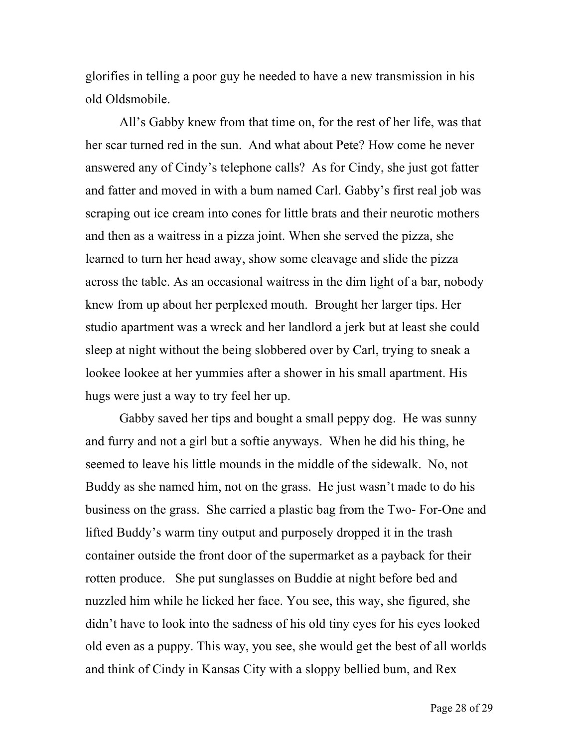glorifies in telling a poor guy he needed to have a new transmission in his old Oldsmobile.

All's Gabby knew from that time on, for the rest of her life, was that her scar turned red in the sun. And what about Pete? How come he never answered any of Cindy's telephone calls? As for Cindy, she just got fatter and fatter and moved in with a bum named Carl. Gabby's first real job was scraping out ice cream into cones for little brats and their neurotic mothers and then as a waitress in a pizza joint. When she served the pizza, she learned to turn her head away, show some cleavage and slide the pizza across the table. As an occasional waitress in the dim light of a bar, nobody knew from up about her perplexed mouth. Brought her larger tips. Her studio apartment was a wreck and her landlord a jerk but at least she could sleep at night without the being slobbered over by Carl, trying to sneak a lookee lookee at her yummies after a shower in his small apartment. His hugs were just a way to try feel her up.

Gabby saved her tips and bought a small peppy dog. He was sunny and furry and not a girl but a softie anyways. When he did his thing, he seemed to leave his little mounds in the middle of the sidewalk. No, not Buddy as she named him, not on the grass. He just wasn't made to do his business on the grass. She carried a plastic bag from the Two- For-One and lifted Buddy's warm tiny output and purposely dropped it in the trash container outside the front door of the supermarket as a payback for their rotten produce. She put sunglasses on Buddie at night before bed and nuzzled him while he licked her face. You see, this way, she figured, she didn't have to look into the sadness of his old tiny eyes for his eyes looked old even as a puppy. This way, you see, she would get the best of all worlds and think of Cindy in Kansas City with a sloppy bellied bum, and Rex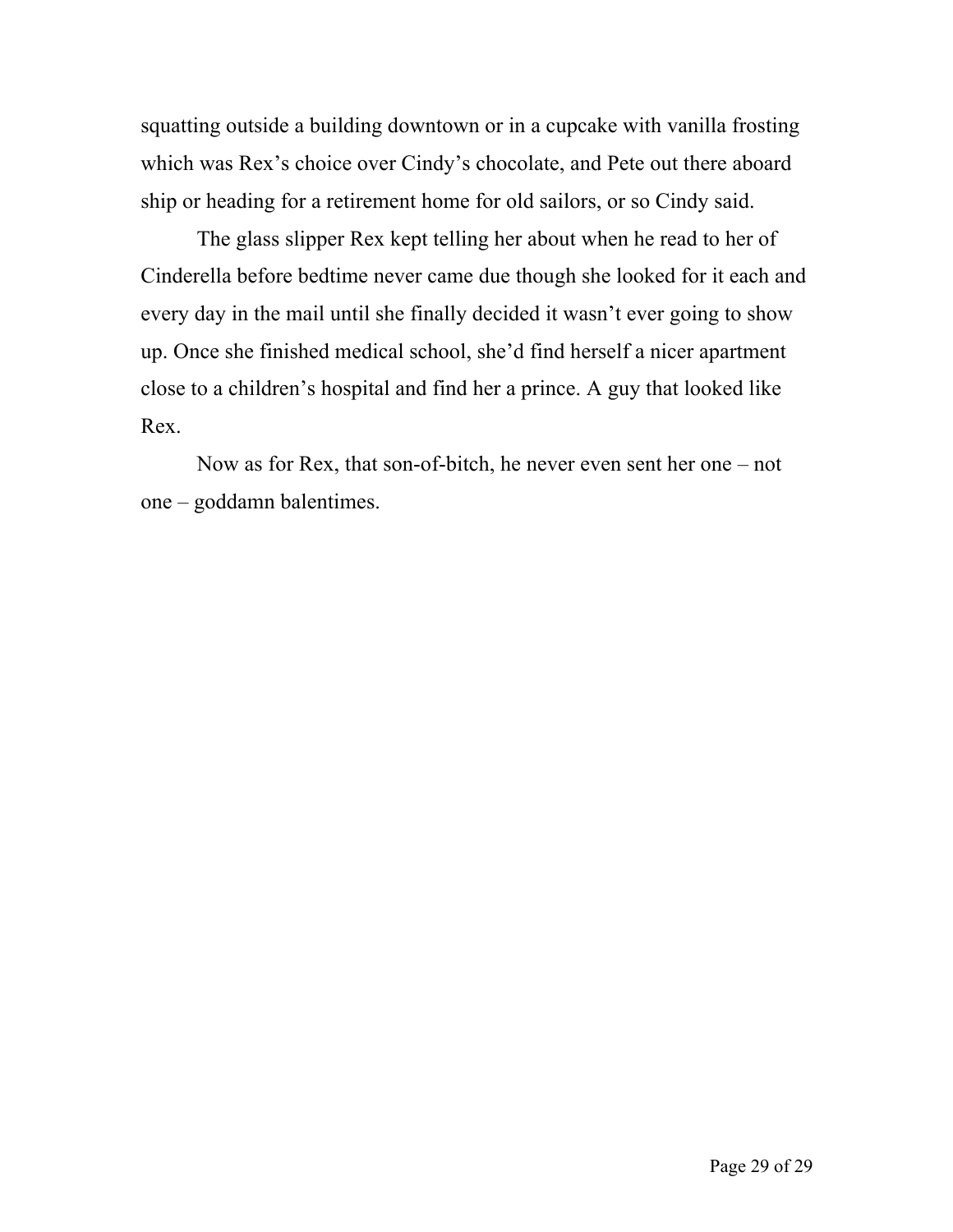squatting outside a building downtown or in a cupcake with vanilla frosting which was Rex's choice over Cindy's chocolate, and Pete out there aboard ship or heading for a retirement home for old sailors, or so Cindy said.

The glass slipper Rex kept telling her about when he read to her of Cinderella before bedtime never came due though she looked for it each and every day in the mail until she finally decided it wasn't ever going to show up. Once she finished medical school, she'd find herself a nicer apartment close to a children's hospital and find her a prince. A guy that looked like Rex.

Now as for Rex, that son-of-bitch, he never even sent her one – not one – goddamn balentimes.